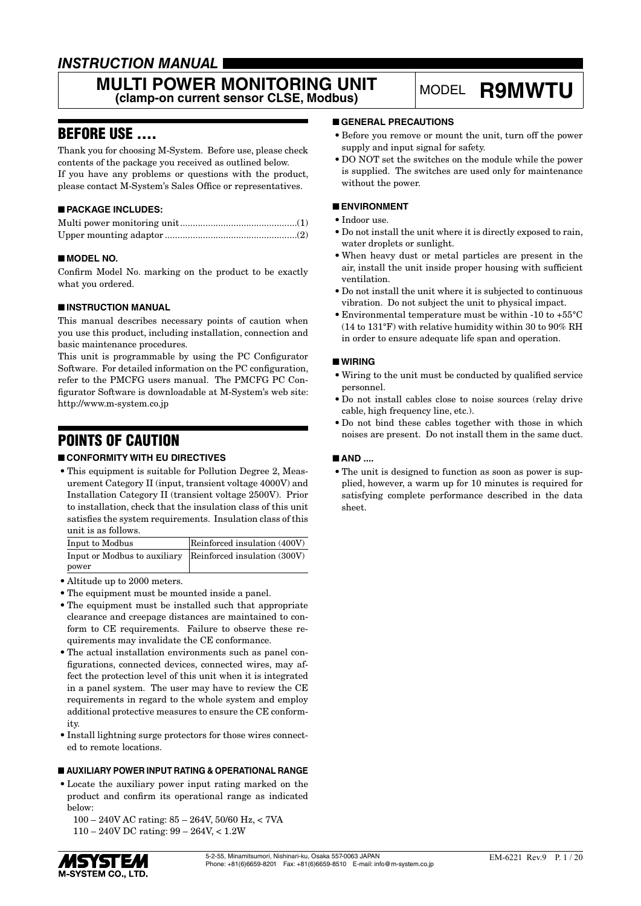## INSTRUCTION MANUAL

# MULTI POWER MONITORING UNIT (clamp-on current sensor CLSE, Modbus)

MODEL **R9MWTU**

## BEFORE USE ....

Thank you for choosing M-System. Before use, please check contents of the package you received as outlined below.
If you have any problems or questions with the product, please contact M-System's Sales Office or representatives.

### ■ PACKAGE INCLUDES:

Multi power monitoring unit .............................................(1)
Upper mounting adaptor ....................................................(2)

### ■ MODEL NO.

Confirm Model No. marking on the product to be exactly what you ordered.

### ■ INSTRUCTION MANUAL

This manual describes necessary points of caution when you use this product, including installation, connection and basic maintenance procedures.
This unit is programmable by using the PC Configurator Software. For detailed information on the PC configuration, refer to the PMCFG users manual. The PMCFG PC Configurator Software is downloadable at M-System's web site: http://www.m-system.co.jp

## POINTS OF CAUTION

### ■ CONFORMITY WITH EU DIRECTIVES

- This equipment is suitable for Pollution Degree 2, Measurement Category II (input, transient voltage 4000V) and Installation Category II (transient voltage 2500V). Prior to installation, check that the insulation class of this unit satisfies the system requirements. Insulation class of this unit is as follows.

| Input to Modbus | Reinforced insulation (400V) |
|---|---|
| Input or Modbus to auxiliary power | Reinforced insulation (300V) |

- Altitude up to 2000 meters.
- The equipment must be mounted inside a panel.
- The equipment must be installed such that appropriate clearance and creepage distances are maintained to conform to CE requirements. Failure to observe these requirements may invalidate the CE conformance.
- The actual installation environments such as panel configurations, connected devices, connected wires, may affect the protection level of this unit when it is integrated in a panel system. The user may have to review the CE requirements in regard to the whole system and employ additional protective measures to ensure the CE conformity.
- Install lightning surge protectors for those wires connected to remote locations.

### ■ AUXILIARY POWER INPUT RATING & OPERATIONAL RANGE

- Locate the auxiliary power input rating marked on the product and confirm its operational range as indicated below:

  100 – 240V AC rating: 85 – 264V, 50/60 Hz, < 7VA
  110 – 240V DC rating: 99 – 264V, < 1.2W

### ■ GENERAL PRECAUTIONS

- Before you remove or mount the unit, turn off the power supply and input signal for safety.
- DO NOT set the switches on the module while the power is supplied. The switches are used only for maintenance without the power.

### ■ ENVIRONMENT

- Indoor use.
- Do not install the unit where it is directly exposed to rain, water droplets or sunlight.
- When heavy dust or metal particles are present in the air, install the unit inside proper housing with sufficient ventilation.
- Do not install the unit where it is subjected to continuous vibration. Do not subject the unit to physical impact.
- Environmental temperature must be within -10 to +55°C (14 to 131°F) with relative humidity within 30 to 90% RH in order to ensure adequate life span and operation.

### ■ WIRING

- Wiring to the unit must be conducted by qualified service personnel.
- Do not install cables close to noise sources (relay drive cable, high frequency line, etc.).
- Do not bind these cables together with those in which noises are present. Do not install them in the same duct.

### ■ AND ....

- The unit is designed to function as soon as power is supplied, however, a warm up for 10 minutes is required for satisfying complete performance described in the data sheet.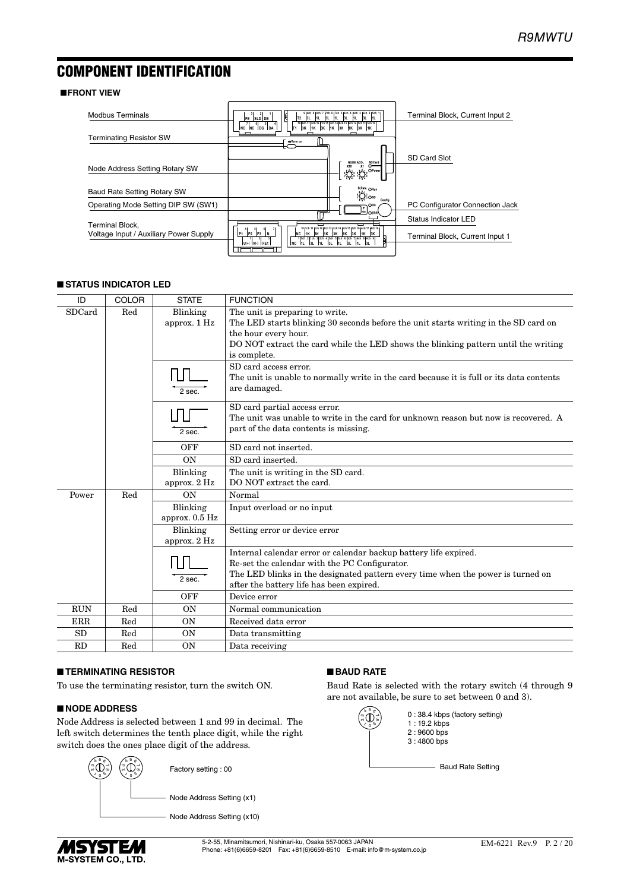# COMPONENT IDENTIFICATION

## ■FRONT VIEW

- Modbus Terminals
- Terminating Resistor SW
- Node Address Setting Rotary SW
- Baud Rate Setting Rotary SW
- Operating Mode Setting DIP SW (SW1)
- Terminal Block, Voltage Input / Auxiliary Power Supply
- Terminal Block, Current Input 2
- SD Card Slot
- PC Configurator Connection Jack
- Status Indicator LED
- Terminal Block, Current Input 1

## ■ STATUS INDICATOR LED

| ID | COLOR | STATE | FUNCTION |
|---|---|---|---|
| SDCard | Red | Blinking approx. 1 Hz | The unit is preparing to write. The LED starts blinking 30 seconds before the unit starts writing in the SD card on the hour every hour. DO NOT extract the card while the LED shows the blinking pattern until the writing is complete. |
| | | (pattern, 2 sec.) | SD card access error. The unit is unable to normally write in the card because it is full or its data contents are damaged. |
| | | (pattern, 2 sec.) | SD card partial access error. The unit was unable to write in the card for unknown reason but now is recovered. A part of the data contents is missing. |
| | | OFF | SD card not inserted. |
| | | ON | SD card inserted. |
| | | Blinking approx. 2 Hz | The unit is writing in the SD card. DO NOT extract the card. |
| Power | Red | ON | Normal |
| | | Blinking approx. 0.5 Hz | Input overload or no input |
| | | Blinking approx. 2 Hz | Setting error or device error |
| | | (pattern, 2 sec.) | Internal calendar error or calendar backup battery life expired. Re-set the calendar with the PC Configurator. The LED blinks in the designated pattern every time when the power is turned on after the battery life has been expired. |
| | | OFF | Device error |
| RUN | Red | ON | Normal communication |
| ERR | Red | ON | Received data error |
| SD | Red | ON | Data transmitting |
| RD | Red | ON | Data receiving |

## ■ TERMINATING RESISTOR

To use the terminating resistor, turn the switch ON.

## ■ NODE ADDRESS

Node Address is selected between 1 and 99 in decimal. The left switch determines the tenth place digit, while the right switch does the ones place digit of the address.

Factory setting : 00

- Node Address Setting (x1)
- Node Address Setting (x10)

## ■ BAUD RATE

Baud Rate is selected with the rotary switch (4 through 9 are not available, be sure to set between 0 and 3).

- 0 : 38.4 kbps (factory setting)
- 1 : 19.2 kbps
- 2 : 9600 bps
- 3 : 4800 bps

Baud Rate Setting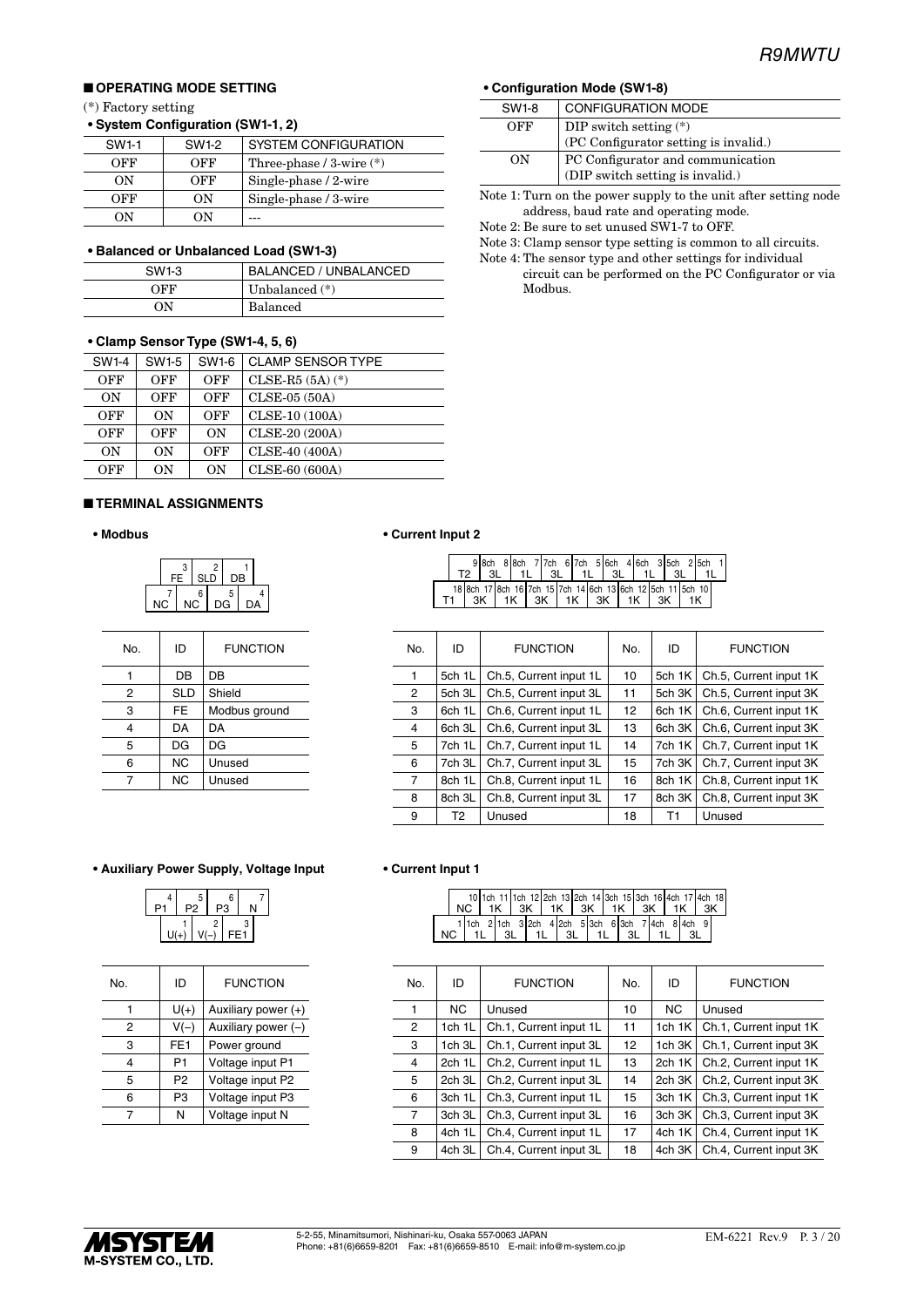## ■ OPERATING MODE SETTING

(*) Factory setting

**• System Configuration (SW1-1, 2)**

| SW1-1 | SW1-2 | SYSTEM CONFIGURATION |
|---|---|---|
| OFF | OFF | Three-phase / 3-wire (*) |
| ON | OFF | Single-phase / 2-wire |
| OFF | ON | Single-phase / 3-wire |
| ON | ON | --- |

**• Balanced or Unbalanced Load (SW1-3)**

| SW1-3 | BALANCED / UNBALANCED |
|---|---|
| OFF | Unbalanced (*) |
| ON | Balanced |

**• Clamp Sensor Type (SW1-4, 5, 6)**

| SW1-4 | SW1-5 | SW1-6 | CLAMP SENSOR TYPE |
|---|---|---|---|
| OFF | OFF | OFF | CLSE-R5 (5A) (*) |
| ON | OFF | OFF | CLSE-05 (50A) |
| OFF | ON | OFF | CLSE-10 (100A) |
| OFF | OFF | ON | CLSE-20 (200A) |
| ON | ON | OFF | CLSE-40 (400A) |
| OFF | ON | ON | CLSE-60 (600A) |

**• Configuration Mode (SW1-8)**

| SW1-8 | CONFIGURATION MODE |
|---|---|
| OFF | DIP switch setting (*)<br>(PC Configurator setting is invalid.) |
| ON | PC Configurator and communication<br>(DIP switch setting is invalid.) |

Note 1: Turn on the power supply to the unit after setting node address, baud rate and operating mode.

Note 2: Be sure to set unused SW1-7 to OFF.

Note 3: Clamp sensor type setting is common to all circuits.

Note 4: The sensor type and other settings for individual circuit can be performed on the PC Configurator or via Modbus.

## ■ TERMINAL ASSIGNMENTS

**• Modbus**

| No. | ID | FUNCTION |
|---|---|---|
| 1 | DB | DB |
| 2 | SLD | Shield |
| 3 | FE | Modbus ground |
| 4 | DA | DA |
| 5 | DG | DG |
| 6 | NC | Unused |
| 7 | NC | Unused |

**• Auxiliary Power Supply, Voltage Input**

| No. | ID | FUNCTION |
|---|---|---|
| 1 | U(+) | Auxiliary power (+) |
| 2 | V(–) | Auxiliary power (–) |
| 3 | FE1 | Power ground |
| 4 | P1 | Voltage input P1 |
| 5 | P2 | Voltage input P2 |
| 6 | P3 | Voltage input P3 |
| 7 | N | Voltage input N |

**• Current Input 2**

| No. | ID | FUNCTION | No. | ID | FUNCTION |
|---|---|---|---|---|---|
| 1 | 5ch 1L | Ch.5, Current input 1L | 10 | 5ch 1K | Ch.5, Current input 1K |
| 2 | 5ch 3L | Ch.5, Current input 3L | 11 | 5ch 3K | Ch.5, Current input 3K |
| 3 | 6ch 1L | Ch.6, Current input 1L | 12 | 6ch 1K | Ch.6, Current input 1K |
| 4 | 6ch 3L | Ch.6, Current input 3L | 13 | 6ch 3K | Ch.6, Current input 3K |
| 5 | 7ch 1L | Ch.7, Current input 1L | 14 | 7ch 1K | Ch.7, Current input 1K |
| 6 | 7ch 3L | Ch.7, Current input 3L | 15 | 7ch 3K | Ch.7, Current input 3K |
| 7 | 8ch 1L | Ch.8, Current input 1L | 16 | 8ch 1K | Ch.8, Current input 1K |
| 8 | 8ch 3L | Ch.8, Current input 3L | 17 | 8ch 3K | Ch.8, Current input 3K |
| 9 | T2 | Unused | 18 | T1 | Unused |

**• Current Input 1**

| No. | ID | FUNCTION | No. | ID | FUNCTION |
|---|---|---|---|---|---|
| 1 | NC | Unused | 10 | NC | Unused |
| 2 | 1ch 1L | Ch.1, Current input 1L | 11 | 1ch 1K | Ch.1, Current input 1K |
| 3 | 1ch 3L | Ch.1, Current input 3L | 12 | 1ch 3K | Ch.1, Current input 3K |
| 4 | 2ch 1L | Ch.2, Current input 1L | 13 | 2ch 1K | Ch.2, Current input 1K |
| 5 | 2ch 3L | Ch.2, Current input 3L | 14 | 2ch 3K | Ch.2, Current input 3K |
| 6 | 3ch 1L | Ch.3, Current input 1L | 15 | 3ch 1K | Ch.3, Current input 1K |
| 7 | 3ch 3L | Ch.3, Current input 3L | 16 | 3ch 3K | Ch.3, Current input 3K |
| 8 | 4ch 1L | Ch.4, Current input 1L | 17 | 4ch 1K | Ch.4, Current input 1K |
| 9 | 4ch 3L | Ch.4, Current input 3L | 18 | 4ch 3K | Ch.4, Current input 3K |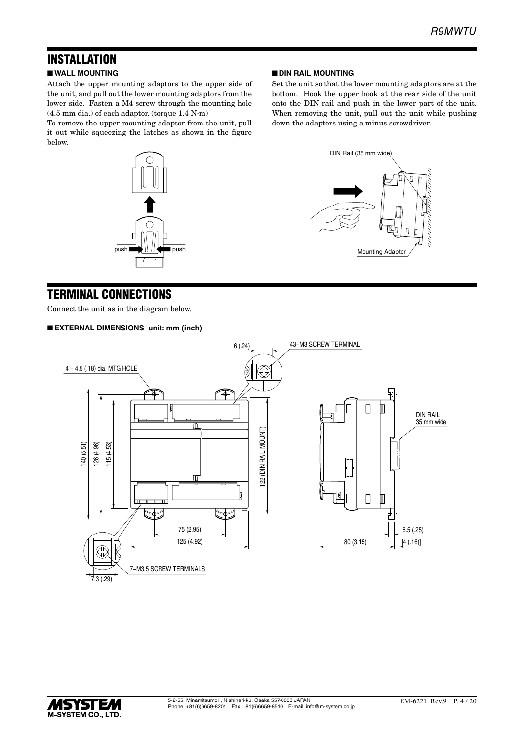## INSTALLATION

### ■ WALL MOUNTING

Attach the upper mounting adaptors to the upper side of the unit, and pull out the lower mounting adaptors from the lower side. Fasten a M4 screw through the mounting hole (4.5 mm dia.) of each adaptor. (torque 1.4 N·m)

To remove the upper mounting adaptor from the unit, pull it out while squeezing the latches as shown in the figure below.

### ■ DIN RAIL MOUNTING

Set the unit so that the lower mounting adaptors are at the bottom. Hook the upper hook at the rear side of the unit onto the DIN rail and push in the lower part of the unit. When removing the unit, pull out the unit while pushing down the adaptors using a minus screwdriver.

## TERMINAL CONNECTIONS

Connect the unit as in the diagram below.

### ■ EXTERNAL DIMENSIONS unit: mm (inch)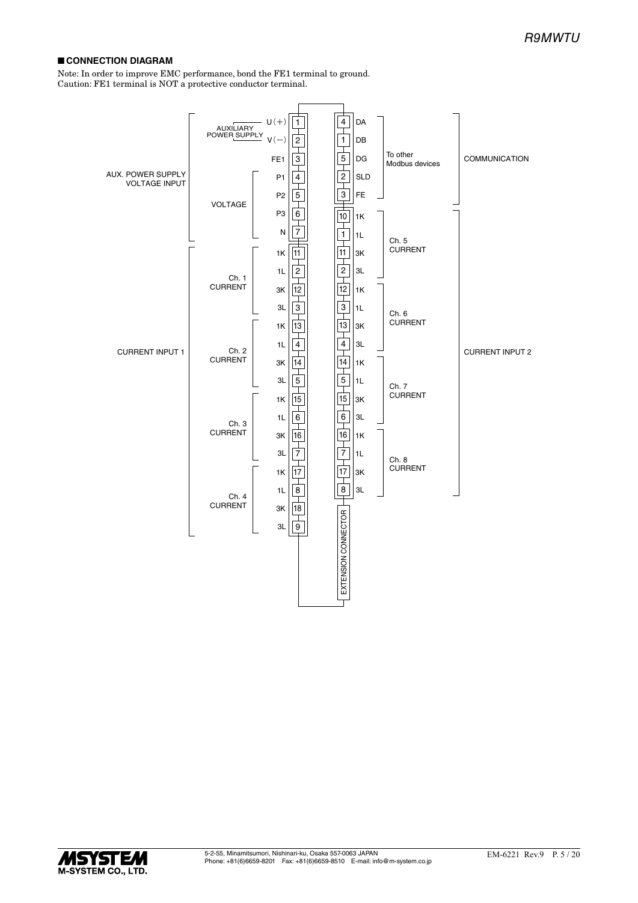## ■ CONNECTION DIAGRAM

Note: In order to improve EMC performance, bond the FE1 terminal to ground.
Caution: FE1 terminal is NOT a protective conductor terminal.

| Group | Sub-group | Signal | Terminal |
|---|---|---|---|
| AUX. POWER SUPPLY VOLTAGE INPUT | AUXILIARY POWER SUPPLY | U(+) | 1 |
| | | V(−) | 2 |
| | | FE1 | 3 |
| | VOLTAGE | P1 | 4 |
| | | P2 | 5 |
| | | P3 | 6 |
| | | N | 7 |
| CURRENT INPUT 1 | Ch. 1 CURRENT | 1K | 11 |
| | | 1L | 2 |
| | | 3K | 12 |
| | | 3L | 3 |
| | Ch. 2 CURRENT | 1K | 13 |
| | | 1L | 4 |
| | | 3K | 14 |
| | | 3L | 5 |
| | Ch. 3 CURRENT | 1K | 15 |
| | | 1L | 6 |
| | | 3K | 16 |
| | | 3L | 7 |
| | Ch. 4 CURRENT | 1K | 17 |
| | | 1L | 8 |
| | | 3K | 18 |
| | | 3L | 9 |

| Terminal | Signal | Sub-group | Group |
|---|---|---|---|
| 4 | DA | To other Modbus devices | COMMUNICATION |
| 1 | DB | | |
| 5 | DG | | |
| 2 | SLD | | |
| 3 | FE | | |
| 10 | 1K | Ch. 5 CURRENT | CURRENT INPUT 2 |
| 1 | 1L | | |
| 11 | 3K | | |
| 2 | 3L | | |
| 12 | 1K | Ch. 6 CURRENT | |
| 3 | 1L | | |
| 13 | 3K | | |
| 4 | 3L | | |
| 14 | 1K | Ch. 7 CURRENT | |
| 5 | 1L | | |
| 15 | 3K | | |
| 6 | 3L | | |
| 16 | 1K | Ch. 8 CURRENT | |
| 7 | 1L | | |
| 17 | 3K | | |
| 8 | 3L | | |

EXTENSION CONNECTOR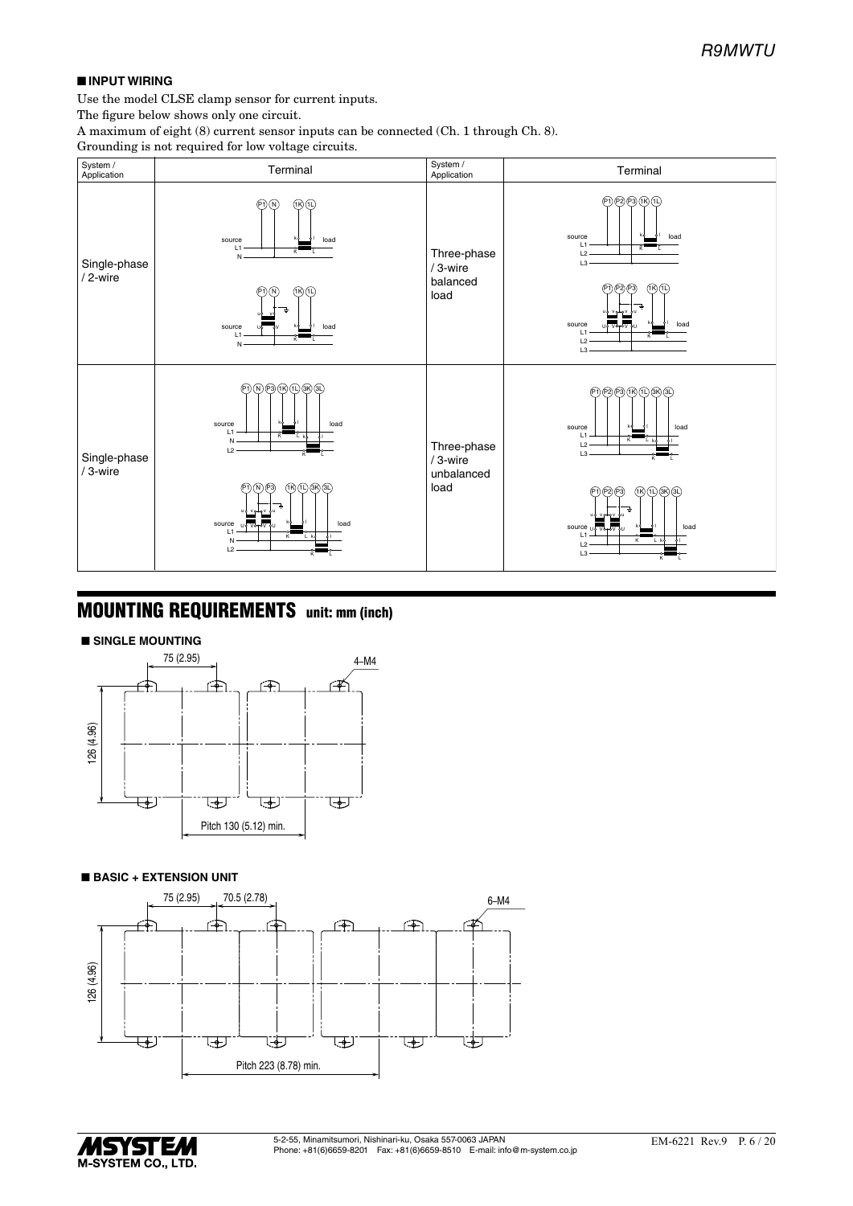■ **INPUT WIRING**

Use the model CLSE clamp sensor for current inputs.
The figure below shows only one circuit.
A maximum of eight (8) current sensor inputs can be connected (Ch. 1 through Ch. 8).
Grounding is not required for low voltage circuits.

| System / Application | Terminal | System / Application | Terminal |
|---|---|---|---|
| Single-phase / 2-wire | | Three-phase / 3-wire balanced load | |
| Single-phase / 3-wire | | Three-phase / 3-wire unbalanced load | |

# MOUNTING REQUIREMENTS unit: mm (inch)

■ **SINGLE MOUNTING**

75 (2.95)
4–M4
126 (4.96)
Pitch 130 (5.12) min.

■ **BASIC + EXTENSION UNIT**

75 (2.95) 70.5 (2.78)
6–M4
126 (4.96)
Pitch 223 (8.78) min.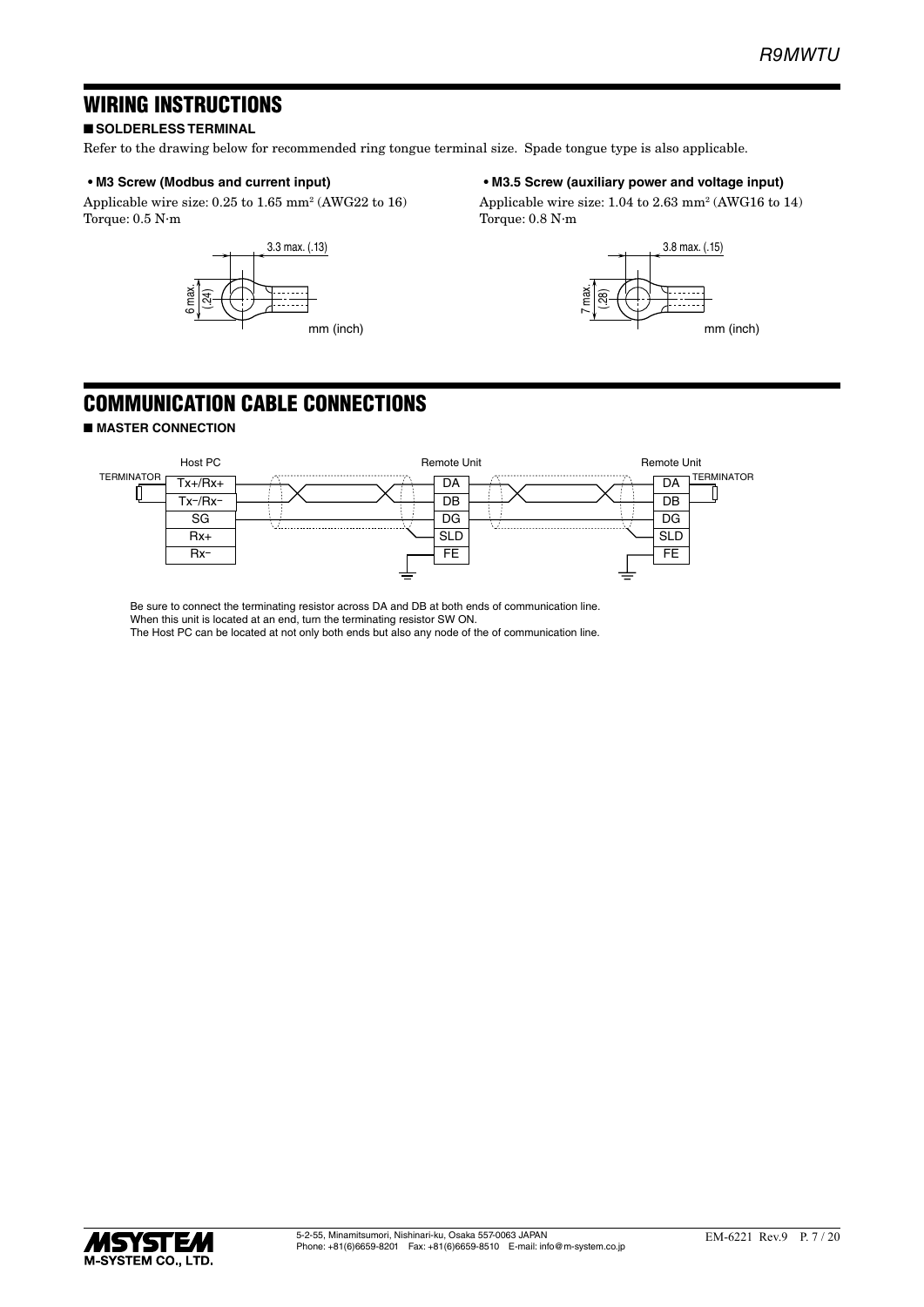## WIRING INSTRUCTIONS

### ■ SOLDERLESS TERMINAL

Refer to the drawing below for recommended ring tongue terminal size. Spade tongue type is also applicable.

**• M3 Screw (Modbus and current input)**

Applicable wire size: 0.25 to 1.65 mm² (AWG22 to 16)
Torque: 0.5 N·m

3.3 max. (.13)
6 max. (.24)
mm (inch)

**• M3.5 Screw (auxiliary power and voltage input)**

Applicable wire size: 1.04 to 2.63 mm² (AWG16 to 14)
Torque: 0.8 N·m

3.8 max. (.15)
7 max. (.28)
mm (inch)

## COMMUNICATION CABLE CONNECTIONS

### ■ MASTER CONNECTION

Host PC: TERMINATOR, Tx+/Rx+, Tx−/Rx−, SG, Rx+, Rx−

Remote Unit: DA, DB, DG, SLD, FE

Remote Unit: DA, DB, DG, SLD, FE, TERMINATOR

Be sure to connect the terminating resistor across DA and DB at both ends of communication line.
When this unit is located at an end, turn the terminating resistor SW ON.
The Host PC can be located at not only both ends but also any node of the of communication line.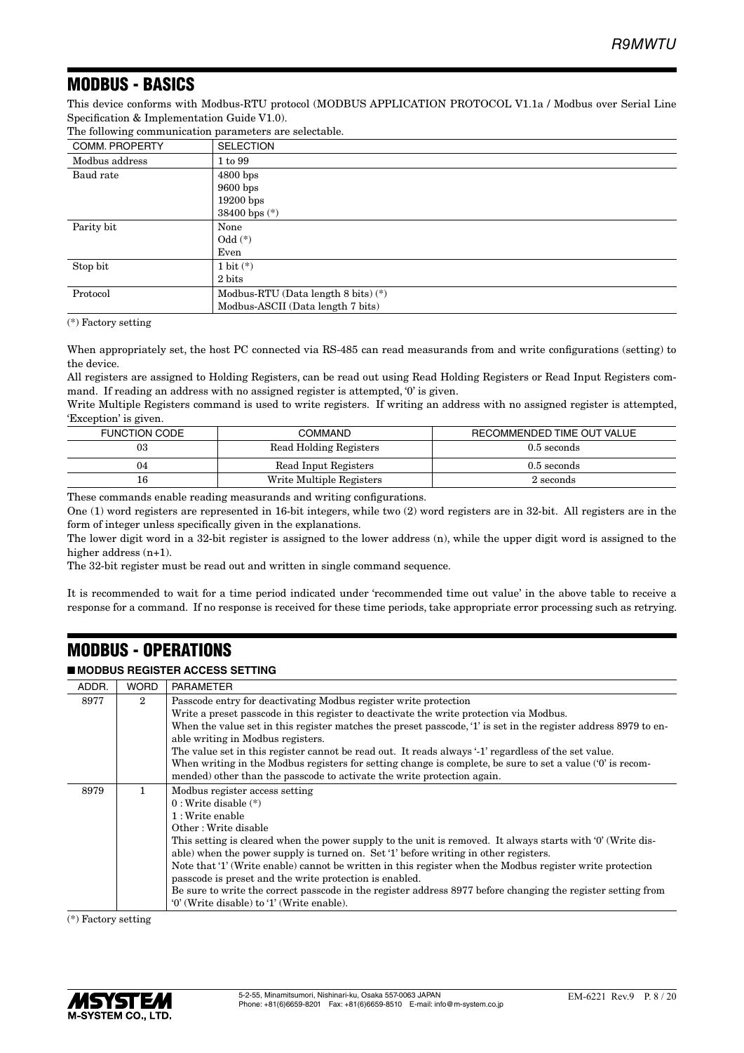## MODBUS - BASICS

This device conforms with Modbus-RTU protocol (MODBUS APPLICATION PROTOCOL V1.1a / Modbus over Serial Line Specification & Implementation Guide V1.0).

The following communication parameters are selectable.

| COMM. PROPERTY | SELECTION |
|---|---|
| Modbus address | 1 to 99 |
| Baud rate | 4800 bps<br>9600 bps<br>19200 bps<br>38400 bps (*) |
| Parity bit | None<br>Odd (*)<br>Even |
| Stop bit | 1 bit (*)<br>2 bits |
| Protocol | Modbus-RTU (Data length 8 bits) (*)<br>Modbus-ASCII (Data length 7 bits) |

(*) Factory setting

When appropriately set, the host PC connected via RS-485 can read measurands from and write configurations (setting) to the device.

All registers are assigned to Holding Registers, can be read out using Read Holding Registers or Read Input Registers command. If reading an address with no assigned register is attempted, '0' is given.

Write Multiple Registers command is used to write registers. If writing an address with no assigned register is attempted, 'Exception' is given.

| FUNCTION CODE | COMMAND | RECOMMENDED TIME OUT VALUE |
|---|---|---|
| 03 | Read Holding Registers | 0.5 seconds |
| 04 | Read Input Registers | 0.5 seconds |
| 16 | Write Multiple Registers | 2 seconds |

These commands enable reading measurands and writing configurations.

One (1) word registers are represented in 16-bit integers, while two (2) word registers are in 32-bit. All registers are in the form of integer unless specifically given in the explanations.

The lower digit word in a 32-bit register is assigned to the lower address (n), while the upper digit word is assigned to the higher address (n+1).

The 32-bit register must be read out and written in single command sequence.

It is recommended to wait for a time period indicated under 'recommended time out value' in the above table to receive a response for a command. If no response is received for these time periods, take appropriate error processing such as retrying.

## MODBUS - OPERATIONS

### ■ MODBUS REGISTER ACCESS SETTING

| ADDR. | WORD | PARAMETER |
|---|---|---|
| 8977 | 2 | Passcode entry for deactivating Modbus register write protection<br>Write a preset passcode in this register to deactivate the write protection via Modbus.<br>When the value set in this register matches the preset passcode, '1' is set in the register address 8979 to enable writing in Modbus registers.<br>The value set in this register cannot be read out. It reads always '-1' regardless of the set value.<br>When writing in the Modbus registers for setting change is complete, be sure to set a value ('0' is recommended) other than the passcode to activate the write protection again. |
| 8979 | 1 | Modbus register access setting<br>0 : Write disable (*)<br>1 : Write enable<br>Other : Write disable<br>This setting is cleared when the power supply to the unit is removed. It always starts with '0' (Write disable) when the power supply is turned on. Set '1' before writing in other registers.<br>Note that '1' (Write enable) cannot be written in this register when the Modbus register write protection passcode is preset and the write protection is enabled.<br>Be sure to write the correct passcode in the register address 8977 before changing the register setting from '0' (Write disable) to '1' (Write enable). |

(*) Factory setting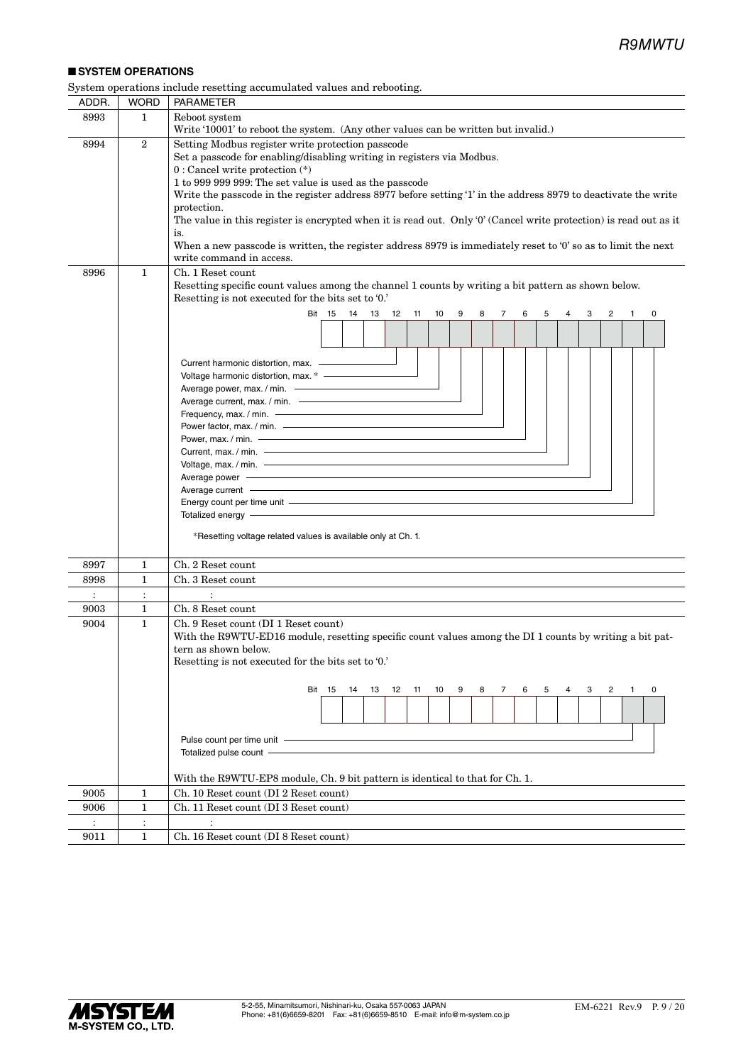## ■ SYSTEM OPERATIONS

System operations include resetting accumulated values and rebooting.

| ADDR. | WORD | PARAMETER |
|---|---|---|
| 8993 | 1 | Reboot system<br>Write '10001' to reboot the system. (Any other values can be written but invalid.) |
| 8994 | 2 | Setting Modbus register write protection passcode<br>Set a passcode for enabling/disabling writing in registers via Modbus.<br>0 : Cancel write protection (*)<br>1 to 999 999 999: The set value is used as the passcode<br>Write the passcode in the register address 8977 before setting '1' in the address 8979 to deactivate the write protection.<br>The value in this register is encrypted when it is read out. Only '0' (Cancel write protection) is read out as it is.<br>When a new passcode is written, the register address 8979 is immediately reset to '0' so as to limit the next write command in access. |
| 8996 | 1 | Ch. 1 Reset count<br>Resetting specific count values among the channel 1 counts by writing a bit pattern as shown below.<br>Resetting is not executed for the bits set to '0.'<br>Bit 12: Current harmonic distortion, max.<br>Bit 11: Voltage harmonic distortion, max. *<br>Bit 10: Average power, max. / min.<br>Bit 9: Average current, max. / min.<br>Bit 8: Frequency, max. / min.<br>Bit 7: Power factor, max. / min.<br>Bit 6: Power, max. / min.<br>Bit 5: Current, max. / min.<br>Bit 4: Voltage, max. / min.<br>Bit 3: Average power<br>Bit 2: Average current<br>Bit 1: Energy count per time unit<br>Bit 0: Totalized energy<br>*Resetting voltage related values is available only at Ch. 1. |
| 8997 | 1 | Ch. 2 Reset count |
| 8998 | 1 | Ch. 3 Reset count |
| : | : | : |
| 9003 | 1 | Ch. 8 Reset count |
| 9004 | 1 | Ch. 9 Reset count (DI 1 Reset count)<br>With the R9WTU-ED16 module, resetting specific count values among the DI 1 counts by writing a bit pattern as shown below.<br>Resetting is not executed for the bits set to '0.'<br>Bit 1: Pulse count per time unit<br>Bit 0: Totalized pulse count<br>With the R9WTU-EP8 module, Ch. 9 bit pattern is identical to that for Ch. 1. |
| 9005 | 1 | Ch. 10 Reset count (DI 2 Reset count) |
| 9006 | 1 | Ch. 11 Reset count (DI 3 Reset count) |
| : | : | : |
| 9011 | 1 | Ch. 16 Reset count (DI 8 Reset count) |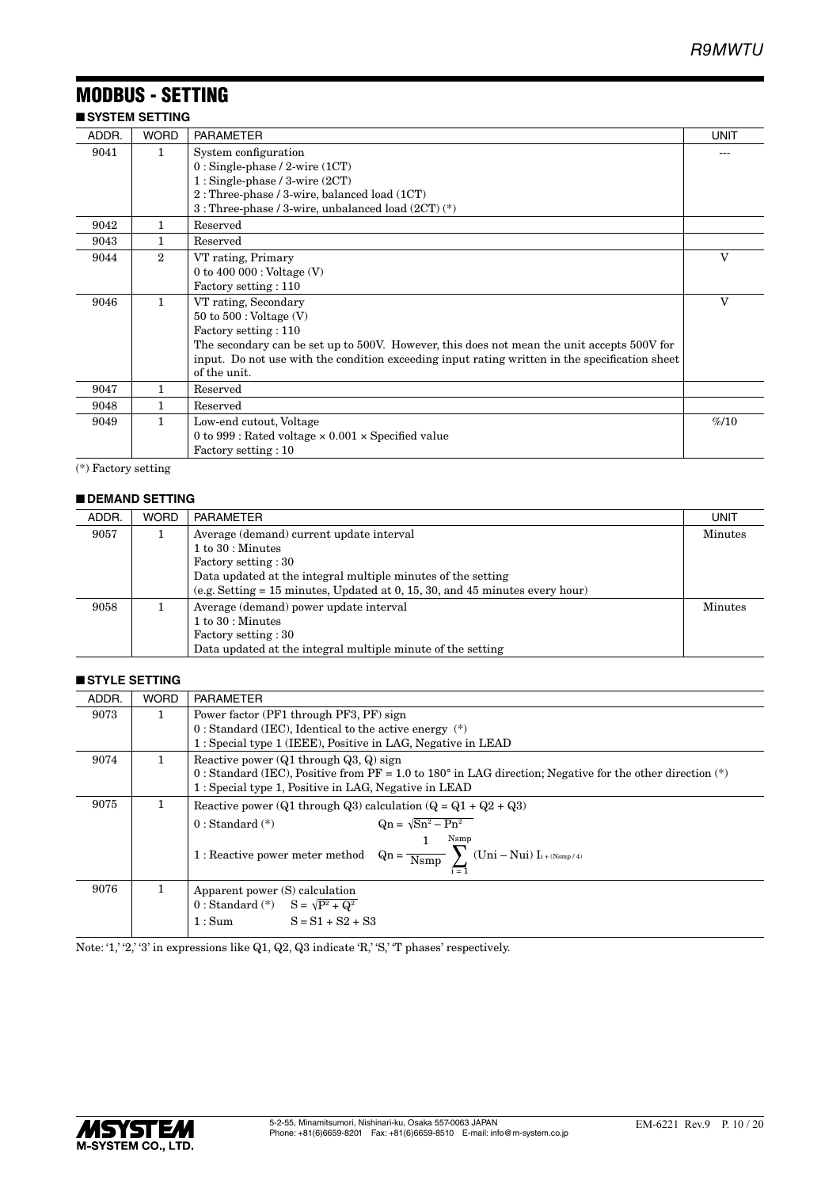## MODBUS - SETTING

### ■ SYSTEM SETTING

| ADDR. | WORD | PARAMETER | UNIT |
|---|---|---|---|
| 9041 | 1 | System configuration<br>0 : Single-phase / 2-wire (1CT)<br>1 : Single-phase / 3-wire (2CT)<br>2 : Three-phase / 3-wire, balanced load (1CT)<br>3 : Three-phase / 3-wire, unbalanced load (2CT) (*) | --- |
| 9042 | 1 | Reserved | |
| 9043 | 1 | Reserved | |
| 9044 | 2 | VT rating, Primary<br>0 to 400 000 : Voltage (V)<br>Factory setting : 110 | V |
| 9046 | 1 | VT rating, Secondary<br>50 to 500 : Voltage (V)<br>Factory setting : 110<br>The secondary can be set up to 500V. However, this does not mean the unit accepts 500V for input. Do not use with the condition exceeding input rating written in the specification sheet of the unit. | V |
| 9047 | 1 | Reserved | |
| 9048 | 1 | Reserved | |
| 9049 | 1 | Low-end cutout, Voltage<br>0 to 999 : Rated voltage × 0.001 × Specified value<br>Factory setting : 10 | %/10 |

(*) Factory setting

### ■ DEMAND SETTING

| ADDR. | WORD | PARAMETER | UNIT |
|---|---|---|---|
| 9057 | 1 | Average (demand) current update interval<br>1 to 30 : Minutes<br>Factory setting : 30<br>Data updated at the integral multiple minutes of the setting<br>(e.g. Setting = 15 minutes, Updated at 0, 15, 30, and 45 minutes every hour) | Minutes |
| 9058 | 1 | Average (demand) power update interval<br>1 to 30 : Minutes<br>Factory setting : 30<br>Data updated at the integral multiple minute of the setting | Minutes |

### ■ STYLE SETTING

| ADDR. | WORD | PARAMETER |
|---|---|---|
| 9073 | 1 | Power factor (PF1 through PF3, PF) sign<br>0 : Standard (IEC), Identical to the active energy (*)<br>1 : Special type 1 (IEEE), Positive in LAG, Negative in LEAD |
| 9074 | 1 | Reactive power (Q1 through Q3, Q) sign<br>0 : Standard (IEC), Positive from PF = 1.0 to 180° in LAG direction; Negative for the other direction (*)<br>1 : Special type 1, Positive in LAG, Negative in LEAD |
| 9075 | 1 | Reactive power (Q1 through Q3) calculation (Q = Q1 + Q2 + Q3)<br>0 : Standard (*) $Qn = \sqrt{Sn^2 - Pn^2}$<br>1 : Reactive power meter method $Qn = \frac{1}{Nsmp} \sum_{i=1}^{Nsmp} (Uni - Nui)\, I_{i+(Nsmp/4)}$ |
| 9076 | 1 | Apparent power (S) calculation<br>0 : Standard (*) $S = \sqrt{P^2 + Q^2}$<br>1 : Sum $S = S1 + S2 + S3$ |

Note: '1,' '2,' '3' in expressions like Q1, Q2, Q3 indicate 'R,' 'S,' 'T phases' respectively.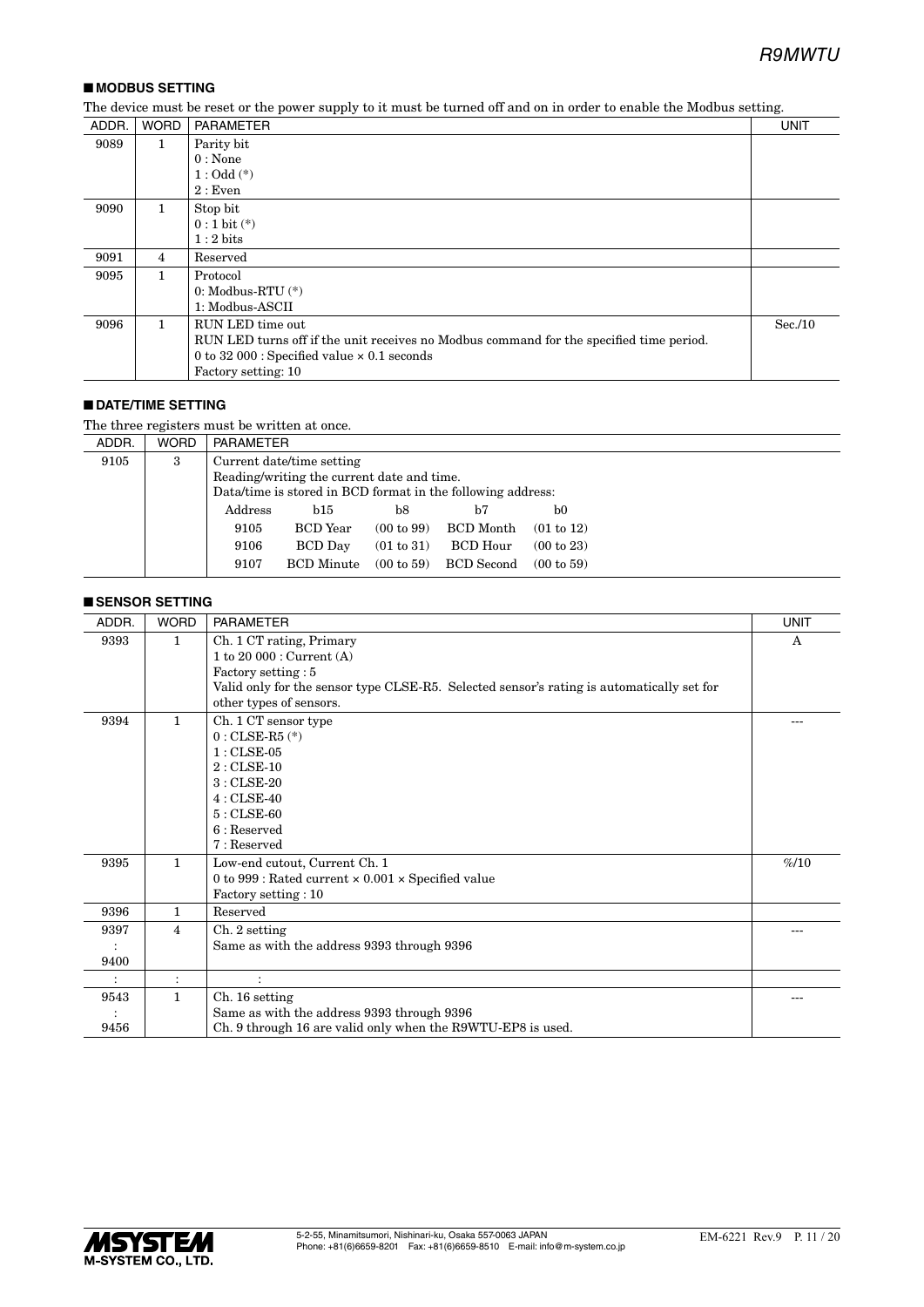## ■ MODBUS SETTING

The device must be reset or the power supply to it must be turned off and on in order to enable the Modbus setting.

| ADDR. | WORD | PARAMETER | UNIT |
|---|---|---|---|
| 9089 | 1 | Parity bit<br>0 : None<br>1 : Odd (*)<br>2 : Even | |
| 9090 | 1 | Stop bit<br>0 : 1 bit (*)<br>1 : 2 bits | |
| 9091 | 4 | Reserved | |
| 9095 | 1 | Protocol<br>0: Modbus-RTU (*)<br>1: Modbus-ASCII | |
| 9096 | 1 | RUN LED time out<br>RUN LED turns off if the unit receives no Modbus command for the specified time period.<br>0 to 32 000 : Specified value × 0.1 seconds<br>Factory setting: 10 | Sec./10 |

## ■ DATE/TIME SETTING

The three registers must be written at once.

| ADDR. | WORD | PARAMETER |
|---|---|---|
| 9105 | 3 | Current date/time setting<br>Reading/writing the current date and time.<br>Data/time is stored in BCD format in the following address: |

| Address | b15 | b8 | b7 | b0 |
|---|---|---|---|---|
| 9105 | BCD Year | (00 to 99) | BCD Month | (01 to 12) |
| 9106 | BCD Day | (01 to 31) | BCD Hour | (00 to 23) |
| 9107 | BCD Minute | (00 to 59) | BCD Second | (00 to 59) |

## ■ SENSOR SETTING

| ADDR. | WORD | PARAMETER | UNIT |
|---|---|---|---|
| 9393 | 1 | Ch. 1 CT rating, Primary<br>1 to 20 000 : Current (A)<br>Factory setting : 5<br>Valid only for the sensor type CLSE-R5. Selected sensor's rating is automatically set for other types of sensors. | A |
| 9394 | 1 | Ch. 1 CT sensor type<br>0 : CLSE-R5 (*)<br>1 : CLSE-05<br>2 : CLSE-10<br>3 : CLSE-20<br>4 : CLSE-40<br>5 : CLSE-60<br>6 : Reserved<br>7 : Reserved | --- |
| 9395 | 1 | Low-end cutout, Current Ch. 1<br>0 to 999 : Rated current × 0.001 × Specified value<br>Factory setting : 10 | %/10 |
| 9396 | 1 | Reserved | |
| 9397<br>:<br>9400 | 4 | Ch. 2 setting<br>Same as with the address 9393 through 9396 | --- |
| : | : | : | |
| 9543<br>:<br>9456 | 1 | Ch. 16 setting<br>Same as with the address 9393 through 9396<br>Ch. 9 through 16 are valid only when the R9WTU-EP8 is used. | --- |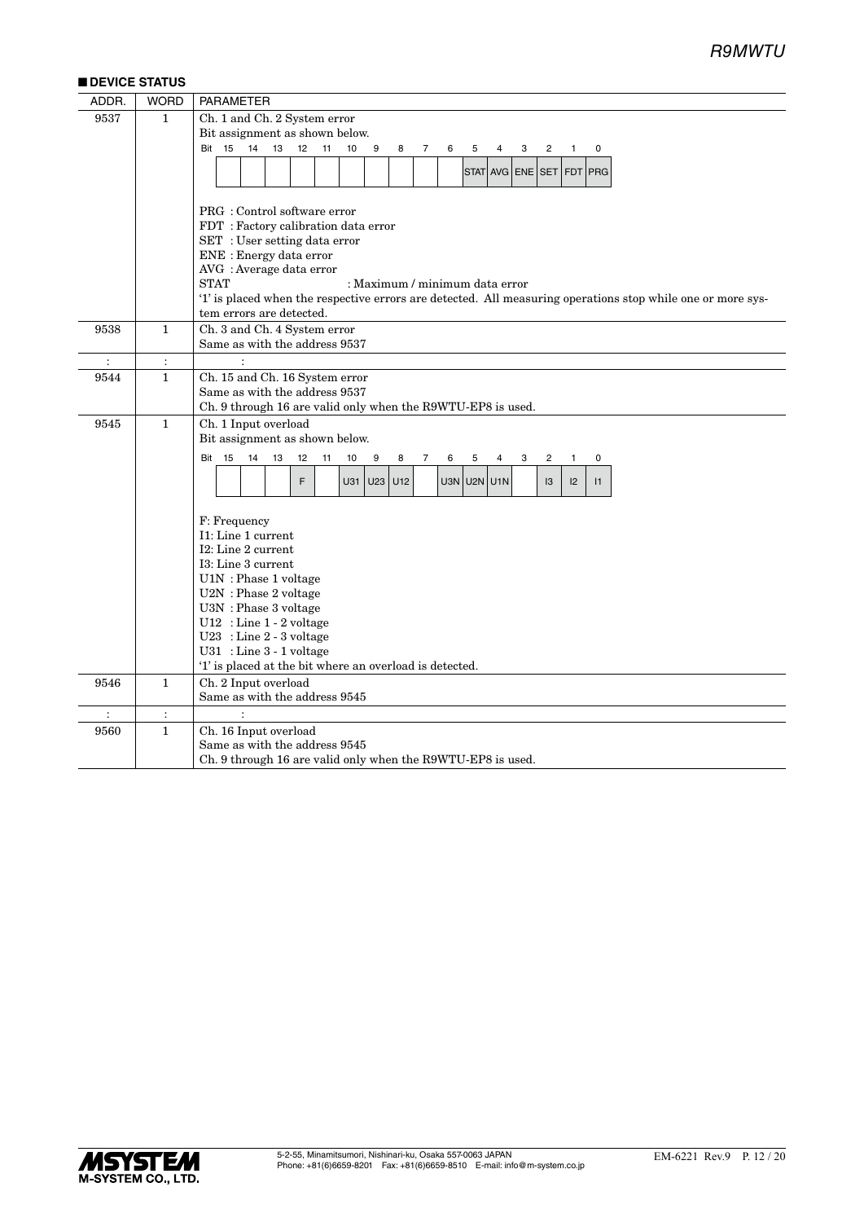## ■ DEVICE STATUS

| ADDR. | WORD | PARAMETER |
|---|---|---|
| 9537 | 1 | Ch. 1 and Ch. 2 System error<br>Bit assignment as shown below.<br>Bit 15–6: (blank), 5: STAT, 4: AVG, 3: ENE, 2: SET, 1: FDT, 0: PRG<br><br>PRG : Control software error<br>FDT : Factory calibration data error<br>SET : User setting data error<br>ENE : Energy data error<br>AVG : Average data error<br>STAT : Maximum / minimum data error<br>'1' is placed when the respective errors are detected. All measuring operations stop while one or more system errors are detected. |
| 9538 | 1 | Ch. 3 and Ch. 4 System error<br>Same as with the address 9537 |
| : | : | : |
| 9544 | 1 | Ch. 15 and Ch. 16 System error<br>Same as with the address 9537<br>Ch. 9 through 16 are valid only when the R9WTU-EP8 is used. |
| 9545 | 1 | Ch. 1 Input overload<br>Bit assignment as shown below.<br>Bit 15: (blank), 14: (blank), 13: (blank), 12: F, 11: (blank), 10: U31, 9: U23, 8: U12, 7: (blank), 6: U3N, 5: U2N, 4: U1N, 3: (blank), 2: I3, 1: I2, 0: I1<br><br>F: Frequency<br>I1: Line 1 current<br>I2: Line 2 current<br>I3: Line 3 current<br>U1N : Phase 1 voltage<br>U2N : Phase 2 voltage<br>U3N : Phase 3 voltage<br>U12 : Line 1 - 2 voltage<br>U23 : Line 2 - 3 voltage<br>U31 : Line 3 - 1 voltage<br>'1' is placed at the bit where an overload is detected. |
| 9546 | 1 | Ch. 2 Input overload<br>Same as with the address 9545 |
| : | : | : |
| 9560 | 1 | Ch. 16 Input overload<br>Same as with the address 9545<br>Ch. 9 through 16 are valid only when the R9WTU-EP8 is used. |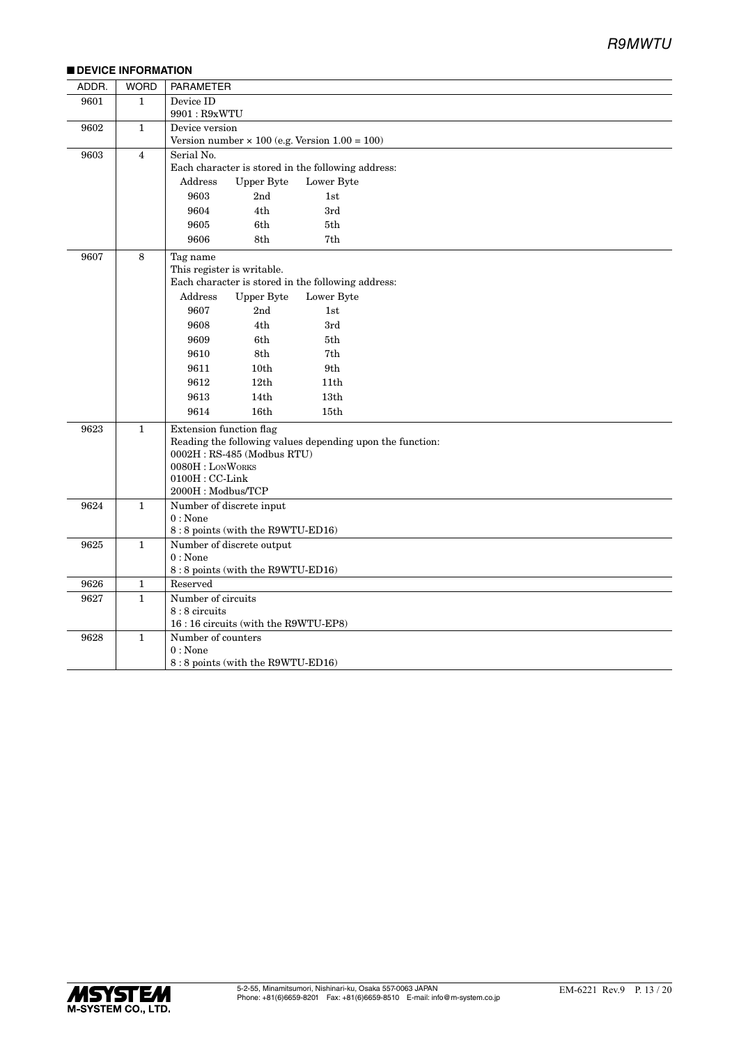## ■ DEVICE INFORMATION

| ADDR. | WORD | PARAMETER |
|---|---|---|
| 9601 | 1 | Device ID<br>9901 : R9xWTU |
| 9602 | 1 | Device version<br>Version number × 100 (e.g. Version 1.00 = 100) |
| 9603 | 4 | Serial No.<br>Each character is stored in the following address:<br>Address / Upper Byte / Lower Byte<br>9603 / 2nd / 1st<br>9604 / 4th / 3rd<br>9605 / 6th / 5th<br>9606 / 8th / 7th |
| 9607 | 8 | Tag name<br>This register is writable.<br>Each character is stored in the following address:<br>Address / Upper Byte / Lower Byte<br>9607 / 2nd / 1st<br>9608 / 4th / 3rd<br>9609 / 6th / 5th<br>9610 / 8th / 7th<br>9611 / 10th / 9th<br>9612 / 12th / 11th<br>9613 / 14th / 13th<br>9614 / 16th / 15th |
| 9623 | 1 | Extension function flag<br>Reading the following values depending upon the function:<br>0002H : RS-485 (Modbus RTU)<br>0080H : LonWorks<br>0100H : CC-Link<br>2000H : Modbus/TCP |
| 9624 | 1 | Number of discrete input<br>0 : None<br>8 : 8 points (with the R9WTU-ED16) |
| 9625 | 1 | Number of discrete output<br>0 : None<br>8 : 8 points (with the R9WTU-ED16) |
| 9626 | 1 | Reserved |
| 9627 | 1 | Number of circuits<br>8 : 8 circuits<br>16 : 16 circuits (with the R9WTU-EP8) |
| 9628 | 1 | Number of counters<br>0 : None<br>8 : 8 points (with the R9WTU-ED16) |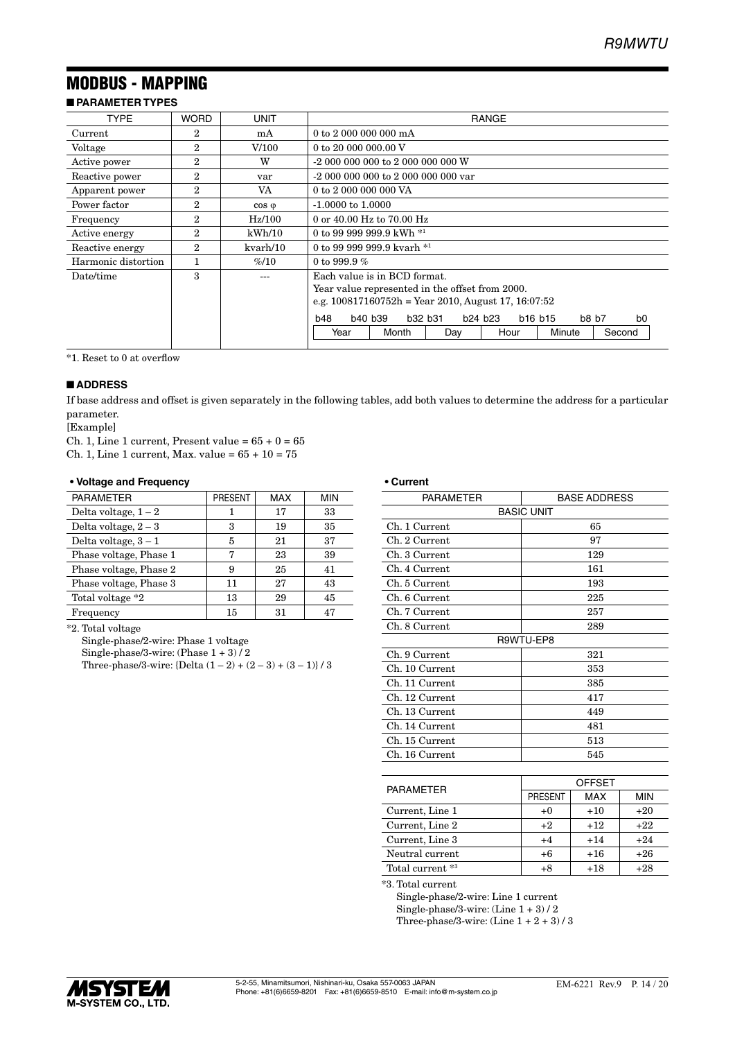# MODBUS - MAPPING

## ■ PARAMETER TYPES

| TYPE | WORD | UNIT | RANGE |
|---|---|---|---|
| Current | 2 | mA | 0 to 2 000 000 000 mA |
| Voltage | 2 | V/100 | 0 to 20 000 000.00 V |
| Active power | 2 | W | -2 000 000 000 to 2 000 000 000 W |
| Reactive power | 2 | var | -2 000 000 000 to 2 000 000 000 var |
| Apparent power | 2 | VA | 0 to 2 000 000 000 VA |
| Power factor | 2 | cos φ | -1.0000 to 1.0000 |
| Frequency | 2 | Hz/100 | 0 or 40.00 Hz to 70.00 Hz |
| Active energy | 2 | kWh/10 | 0 to 99 999 999.9 kWh *1 |
| Reactive energy | 2 | kvarh/10 | 0 to 99 999 999.9 kvarh *1 |
| Harmonic distortion | 1 | %/10 | 0 to 999.9 % |
| Date/time | 3 | --- | Each value is in BCD format.<br>Year value represented in the offset from 2000.<br>e.g. 100817160752h = Year 2010, August 17, 16:07:52<br>b48 b40 b39 b32 b31 b24 b23 b16 b15 b8 b7 b0<br>Year / Month / Day / Hour / Minute / Second |

*1. Reset to 0 at overflow

## ■ ADDRESS

If base address and offset is given separately in the following tables, add both values to determine the address for a particular parameter.

[Example]

Ch. 1, Line 1 current, Present value = 65 + 0 = 65

Ch. 1, Line 1 current, Max. value = 65 + 10 = 75

### • Voltage and Frequency

| PARAMETER | PRESENT | MAX | MIN |
|---|---|---|---|
| Delta voltage, 1 – 2 | 1 | 17 | 33 |
| Delta voltage, 2 – 3 | 3 | 19 | 35 |
| Delta voltage, 3 – 1 | 5 | 21 | 37 |
| Phase voltage, Phase 1 | 7 | 23 | 39 |
| Phase voltage, Phase 2 | 9 | 25 | 41 |
| Phase voltage, Phase 3 | 11 | 27 | 43 |
| Total voltage *2 | 13 | 29 | 45 |
| Frequency | 15 | 31 | 47 |

*2. Total voltage

Single-phase/2-wire: Phase 1 voltage

Single-phase/3-wire: (Phase 1 + 3) / 2

Three-phase/3-wire: {Delta (1 – 2) + (2 – 3) + (3 – 1)} / 3

### • Current

| PARAMETER | BASE ADDRESS |
|---|---|
| BASIC UNIT | |
| Ch. 1 Current | 65 |
| Ch. 2 Current | 97 |
| Ch. 3 Current | 129 |
| Ch. 4 Current | 161 |
| Ch. 5 Current | 193 |
| Ch. 6 Current | 225 |
| Ch. 7 Current | 257 |
| Ch. 8 Current | 289 |
| R9WTU-EP8 | |
| Ch. 9 Current | 321 |
| Ch. 10 Current | 353 |
| Ch. 11 Current | 385 |
| Ch. 12 Current | 417 |
| Ch. 13 Current | 449 |
| Ch. 14 Current | 481 |
| Ch. 15 Current | 513 |
| Ch. 16 Current | 545 |

| PARAMETER | OFFSET | | |
|---|---|---|---|
| | PRESENT | MAX | MIN |
| Current, Line 1 | +0 | +10 | +20 |
| Current, Line 2 | +2 | +12 | +22 |
| Current, Line 3 | +4 | +14 | +24 |
| Neutral current | +6 | +16 | +26 |
| Total current *3 | +8 | +18 | +28 |

*3. Total current

Single-phase/2-wire: Line 1 current

Single-phase/3-wire: (Line 1 + 3) / 2

Three-phase/3-wire: (Line 1 + 2 + 3) / 3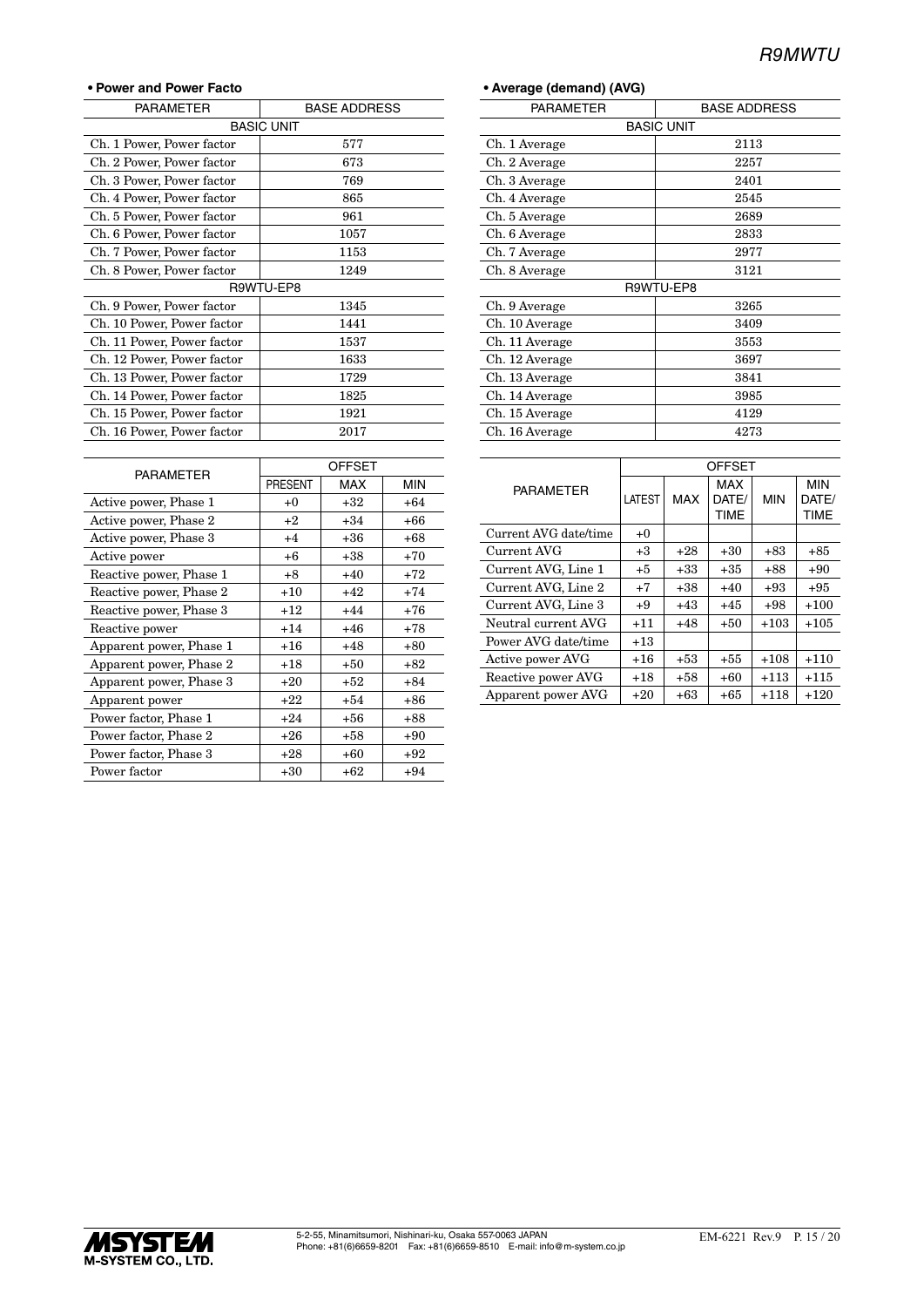• **Power and Power Facto**

| PARAMETER | BASE ADDRESS |
|---|---|
| BASIC UNIT | |
| Ch. 1 Power, Power factor | 577 |
| Ch. 2 Power, Power factor | 673 |
| Ch. 3 Power, Power factor | 769 |
| Ch. 4 Power, Power factor | 865 |
| Ch. 5 Power, Power factor | 961 |
| Ch. 6 Power, Power factor | 1057 |
| Ch. 7 Power, Power factor | 1153 |
| Ch. 8 Power, Power factor | 1249 |
| R9WTU-EP8 | |
| Ch. 9 Power, Power factor | 1345 |
| Ch. 10 Power, Power factor | 1441 |
| Ch. 11 Power, Power factor | 1537 |
| Ch. 12 Power, Power factor | 1633 |
| Ch. 13 Power, Power factor | 1729 |
| Ch. 14 Power, Power factor | 1825 |
| Ch. 15 Power, Power factor | 1921 |
| Ch. 16 Power, Power factor | 2017 |

| PARAMETER | OFFSET | | |
|---|---|---|---|
| | PRESENT | MAX | MIN |
| Active power, Phase 1 | +0 | +32 | +64 |
| Active power, Phase 2 | +2 | +34 | +66 |
| Active power, Phase 3 | +4 | +36 | +68 |
| Active power | +6 | +38 | +70 |
| Reactive power, Phase 1 | +8 | +40 | +72 |
| Reactive power, Phase 2 | +10 | +42 | +74 |
| Reactive power, Phase 3 | +12 | +44 | +76 |
| Reactive power | +14 | +46 | +78 |
| Apparent power, Phase 1 | +16 | +48 | +80 |
| Apparent power, Phase 2 | +18 | +50 | +82 |
| Apparent power, Phase 3 | +20 | +52 | +84 |
| Apparent power | +22 | +54 | +86 |
| Power factor, Phase 1 | +24 | +56 | +88 |
| Power factor, Phase 2 | +26 | +58 | +90 |
| Power factor, Phase 3 | +28 | +60 | +92 |
| Power factor | +30 | +62 | +94 |

• **Average (demand) (AVG)**

| PARAMETER | BASE ADDRESS |
|---|---|
| BASIC UNIT | |
| Ch. 1 Average | 2113 |
| Ch. 2 Average | 2257 |
| Ch. 3 Average | 2401 |
| Ch. 4 Average | 2545 |
| Ch. 5 Average | 2689 |
| Ch. 6 Average | 2833 |
| Ch. 7 Average | 2977 |
| Ch. 8 Average | 3121 |
| R9WTU-EP8 | |
| Ch. 9 Average | 3265 |
| Ch. 10 Average | 3409 |
| Ch. 11 Average | 3553 |
| Ch. 12 Average | 3697 |
| Ch. 13 Average | 3841 |
| Ch. 14 Average | 3985 |
| Ch. 15 Average | 4129 |
| Ch. 16 Average | 4273 |

| PARAMETER | OFFSET | | | | |
|---|---|---|---|---|---|
| | LATEST | MAX | MAX DATE/ TIME | MIN | MIN DATE/ TIME |
| Current AVG date/time | +0 | | | | |
| Current AVG | +3 | +28 | +30 | +83 | +85 |
| Current AVG, Line 1 | +5 | +33 | +35 | +88 | +90 |
| Current AVG, Line 2 | +7 | +38 | +40 | +93 | +95 |
| Current AVG, Line 3 | +9 | +43 | +45 | +98 | +100 |
| Neutral current AVG | +11 | +48 | +50 | +103 | +105 |
| Power AVG date/time | +13 | | | | |
| Active power AVG | +16 | +53 | +55 | +108 | +110 |
| Reactive power AVG | +18 | +58 | +60 | +113 | +115 |
| Apparent power AVG | +20 | +63 | +65 | +118 | +120 |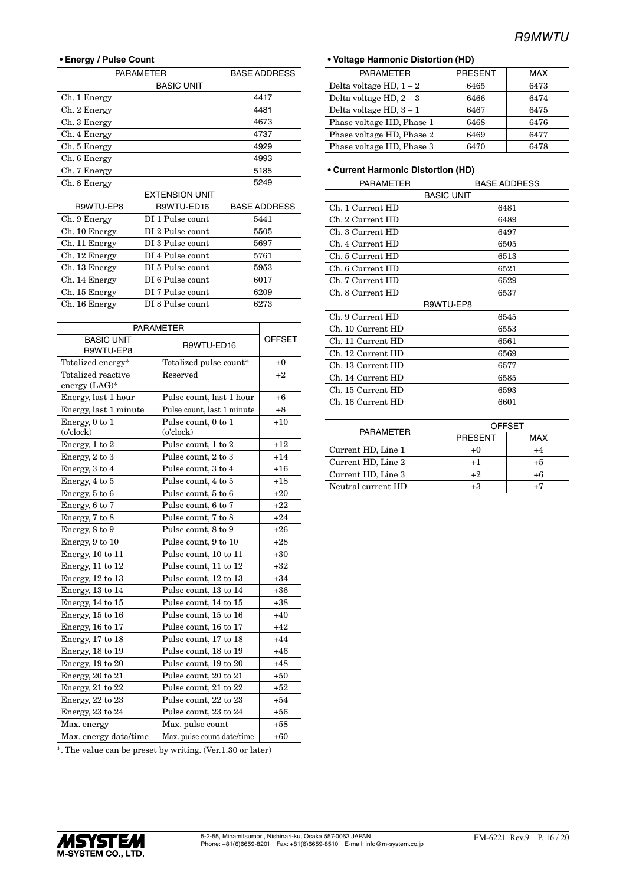**• Energy / Pulse Count**

| PARAMETER | | BASE ADDRESS |
|---|---|---|
| BASIC UNIT | | |
| Ch. 1 Energy | | 4417 |
| Ch. 2 Energy | | 4481 |
| Ch. 3 Energy | | 4673 |
| Ch. 4 Energy | | 4737 |
| Ch. 5 Energy | | 4929 |
| Ch. 6 Energy | | 4993 |
| Ch. 7 Energy | | 5185 |
| Ch. 8 Energy | | 5249 |
| EXTENSION UNIT | | |
| R9WTU-EP8 | R9WTU-ED16 | BASE ADDRESS |
| Ch. 9 Energy | DI 1 Pulse count | 5441 |
| Ch. 10 Energy | DI 2 Pulse count | 5505 |
| Ch. 11 Energy | DI 3 Pulse count | 5697 |
| Ch. 12 Energy | DI 4 Pulse count | 5761 |
| Ch. 13 Energy | DI 5 Pulse count | 5953 |
| Ch. 14 Energy | DI 6 Pulse count | 6017 |
| Ch. 15 Energy | DI 7 Pulse count | 6209 |
| Ch. 16 Energy | DI 8 Pulse count | 6273 |

| PARAMETER | | OFFSET |
|---|---|---|
| BASIC UNIT R9WTU-EP8 | R9WTU-ED16 | |
| Totalized energy* | Totalized pulse count* | +0 |
| Totalized reactive energy (LAG)* | Reserved | +2 |
| Energy, last 1 hour | Pulse count, last 1 hour | +6 |
| Energy, last 1 minute | Pulse count, last 1 minute | +8 |
| Energy, 0 to 1 (o'clock) | Pulse count, 0 to 1 (o'clock) | +10 |
| Energy, 1 to 2 | Pulse count, 1 to 2 | +12 |
| Energy, 2 to 3 | Pulse count, 2 to 3 | +14 |
| Energy, 3 to 4 | Pulse count, 3 to 4 | +16 |
| Energy, 4 to 5 | Pulse count, 4 to 5 | +18 |
| Energy, 5 to 6 | Pulse count, 5 to 6 | +20 |
| Energy, 6 to 7 | Pulse count, 6 to 7 | +22 |
| Energy, 7 to 8 | Pulse count, 7 to 8 | +24 |
| Energy, 8 to 9 | Pulse count, 8 to 9 | +26 |
| Energy, 9 to 10 | Pulse count, 9 to 10 | +28 |
| Energy, 10 to 11 | Pulse count, 10 to 11 | +30 |
| Energy, 11 to 12 | Pulse count, 11 to 12 | +32 |
| Energy, 12 to 13 | Pulse count, 12 to 13 | +34 |
| Energy, 13 to 14 | Pulse count, 13 to 14 | +36 |
| Energy, 14 to 15 | Pulse count, 14 to 15 | +38 |
| Energy, 15 to 16 | Pulse count, 15 to 16 | +40 |
| Energy, 16 to 17 | Pulse count, 16 to 17 | +42 |
| Energy, 17 to 18 | Pulse count, 17 to 18 | +44 |
| Energy, 18 to 19 | Pulse count, 18 to 19 | +46 |
| Energy, 19 to 20 | Pulse count, 19 to 20 | +48 |
| Energy, 20 to 21 | Pulse count, 20 to 21 | +50 |
| Energy, 21 to 22 | Pulse count, 21 to 22 | +52 |
| Energy, 22 to 23 | Pulse count, 22 to 23 | +54 |
| Energy, 23 to 24 | Pulse count, 23 to 24 | +56 |
| Max. energy | Max. pulse count | +58 |
| Max. energy data/time | Max. pulse count date/time | +60 |

*. The value can be preset by writing. (Ver.1.30 or later)

**• Voltage Harmonic Distortion (HD)**

| PARAMETER | PRESENT | MAX |
|---|---|---|
| Delta voltage HD, 1 – 2 | 6465 | 6473 |
| Delta voltage HD, 2 – 3 | 6466 | 6474 |
| Delta voltage HD, 3 – 1 | 6467 | 6475 |
| Phase voltage HD, Phase 1 | 6468 | 6476 |
| Phase voltage HD, Phase 2 | 6469 | 6477 |
| Phase voltage HD, Phase 3 | 6470 | 6478 |

**• Current Harmonic Distortion (HD)**

| PARAMETER | BASE ADDRESS |
|---|---|
| BASIC UNIT | |
| Ch. 1 Current HD | 6481 |
| Ch. 2 Current HD | 6489 |
| Ch. 3 Current HD | 6497 |
| Ch. 4 Current HD | 6505 |
| Ch. 5 Current HD | 6513 |
| Ch. 6 Current HD | 6521 |
| Ch. 7 Current HD | 6529 |
| Ch. 8 Current HD | 6537 |
| R9WTU-EP8 | |
| Ch. 9 Current HD | 6545 |
| Ch. 10 Current HD | 6553 |
| Ch. 11 Current HD | 6561 |
| Ch. 12 Current HD | 6569 |
| Ch. 13 Current HD | 6577 |
| Ch. 14 Current HD | 6585 |
| Ch. 15 Current HD | 6593 |
| Ch. 16 Current HD | 6601 |

| PARAMETER | OFFSET | |
|---|---|---|
| | PRESENT | MAX |
| Current HD, Line 1 | +0 | +4 |
| Current HD, Line 2 | +1 | +5 |
| Current HD, Line 3 | +2 | +6 |
| Neutral current HD | +3 | +7 |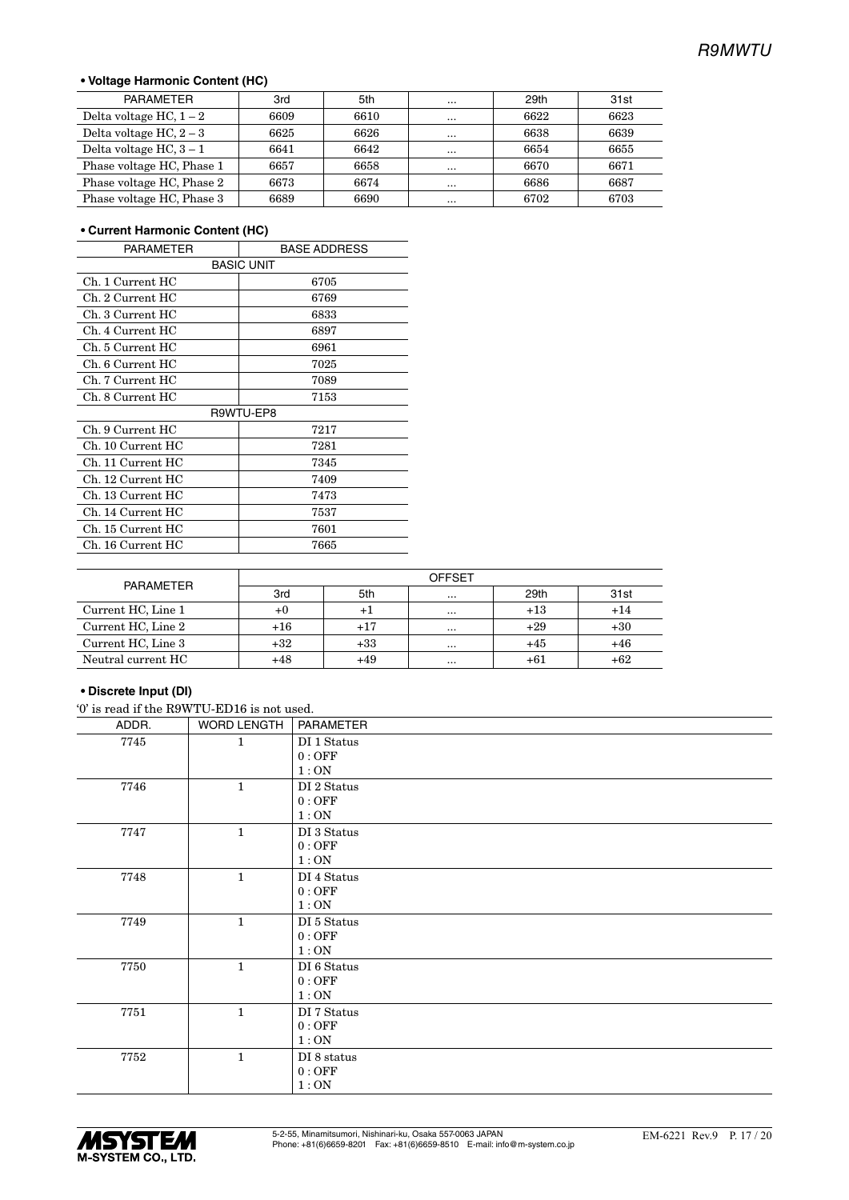- **Voltage Harmonic Content (HC)**

| PARAMETER | 3rd | 5th | ... | 29th | 31st |
|---|---|---|---|---|---|
| Delta voltage HC, 1 – 2 | 6609 | 6610 | ... | 6622 | 6623 |
| Delta voltage HC, 2 – 3 | 6625 | 6626 | ... | 6638 | 6639 |
| Delta voltage HC, 3 – 1 | 6641 | 6642 | ... | 6654 | 6655 |
| Phase voltage HC, Phase 1 | 6657 | 6658 | ... | 6670 | 6671 |
| Phase voltage HC, Phase 2 | 6673 | 6674 | ... | 6686 | 6687 |
| Phase voltage HC, Phase 3 | 6689 | 6690 | ... | 6702 | 6703 |

- **Current Harmonic Content (HC)**

| PARAMETER | BASE ADDRESS |
|---|---|
| BASIC UNIT | |
| Ch. 1 Current HC | 6705 |
| Ch. 2 Current HC | 6769 |
| Ch. 3 Current HC | 6833 |
| Ch. 4 Current HC | 6897 |
| Ch. 5 Current HC | 6961 |
| Ch. 6 Current HC | 7025 |
| Ch. 7 Current HC | 7089 |
| Ch. 8 Current HC | 7153 |
| R9WTU-EP8 | |
| Ch. 9 Current HC | 7217 |
| Ch. 10 Current HC | 7281 |
| Ch. 11 Current HC | 7345 |
| Ch. 12 Current HC | 7409 |
| Ch. 13 Current HC | 7473 |
| Ch. 14 Current HC | 7537 |
| Ch. 15 Current HC | 7601 |
| Ch. 16 Current HC | 7665 |

| PARAMETER | OFFSET | | | | |
|---|---|---|---|---|---|
| | 3rd | 5th | ... | 29th | 31st |
| Current HC, Line 1 | +0 | +1 | ... | +13 | +14 |
| Current HC, Line 2 | +16 | +17 | ... | +29 | +30 |
| Current HC, Line 3 | +32 | +33 | ... | +45 | +46 |
| Neutral current HC | +48 | +49 | ... | +61 | +62 |

- **Discrete Input (DI)**

'0' is read if the R9WTU-ED16 is not used.

| ADDR. | WORD LENGTH | PARAMETER |
|---|---|---|
| 7745 | 1 | DI 1 Status<br>0 : OFF<br>1 : ON |
| 7746 | 1 | DI 2 Status<br>0 : OFF<br>1 : ON |
| 7747 | 1 | DI 3 Status<br>0 : OFF<br>1 : ON |
| 7748 | 1 | DI 4 Status<br>0 : OFF<br>1 : ON |
| 7749 | 1 | DI 5 Status<br>0 : OFF<br>1 : ON |
| 7750 | 1 | DI 6 Status<br>0 : OFF<br>1 : ON |
| 7751 | 1 | DI 7 Status<br>0 : OFF<br>1 : ON |
| 7752 | 1 | DI 8 status<br>0 : OFF<br>1 : ON |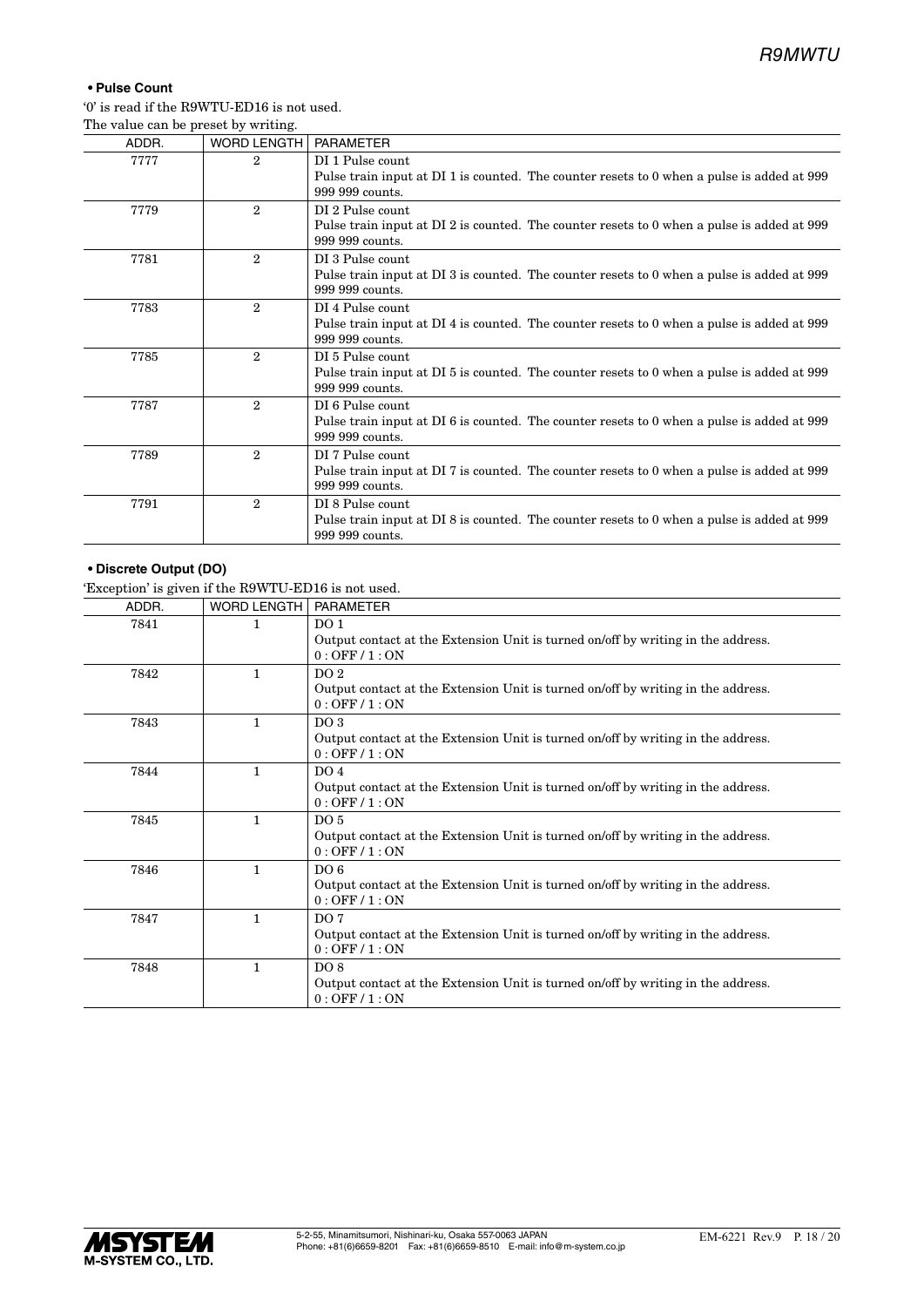#### • Pulse Count

'0' is read if the R9WTU-ED16 is not used.
The value can be preset by writing.

| ADDR. | WORD LENGTH | PARAMETER |
|---|---|---|
| 7777 | 2 | DI 1 Pulse count<br>Pulse train input at DI 1 is counted. The counter resets to 0 when a pulse is added at 999 999 999 counts. |
| 7779 | 2 | DI 2 Pulse count<br>Pulse train input at DI 2 is counted. The counter resets to 0 when a pulse is added at 999 999 999 counts. |
| 7781 | 2 | DI 3 Pulse count<br>Pulse train input at DI 3 is counted. The counter resets to 0 when a pulse is added at 999 999 999 counts. |
| 7783 | 2 | DI 4 Pulse count<br>Pulse train input at DI 4 is counted. The counter resets to 0 when a pulse is added at 999 999 999 counts. |
| 7785 | 2 | DI 5 Pulse count<br>Pulse train input at DI 5 is counted. The counter resets to 0 when a pulse is added at 999 999 999 counts. |
| 7787 | 2 | DI 6 Pulse count<br>Pulse train input at DI 6 is counted. The counter resets to 0 when a pulse is added at 999 999 999 counts. |
| 7789 | 2 | DI 7 Pulse count<br>Pulse train input at DI 7 is counted. The counter resets to 0 when a pulse is added at 999 999 999 counts. |
| 7791 | 2 | DI 8 Pulse count<br>Pulse train input at DI 8 is counted. The counter resets to 0 when a pulse is added at 999 999 999 counts. |

#### • Discrete Output (DO)

'Exception' is given if the R9WTU-ED16 is not used.

| ADDR. | WORD LENGTH | PARAMETER |
|---|---|---|
| 7841 | 1 | DO 1<br>Output contact at the Extension Unit is turned on/off by writing in the address.<br>0 : OFF / 1 : ON |
| 7842 | 1 | DO 2<br>Output contact at the Extension Unit is turned on/off by writing in the address.<br>0 : OFF / 1 : ON |
| 7843 | 1 | DO 3<br>Output contact at the Extension Unit is turned on/off by writing in the address.<br>0 : OFF / 1 : ON |
| 7844 | 1 | DO 4<br>Output contact at the Extension Unit is turned on/off by writing in the address.<br>0 : OFF / 1 : ON |
| 7845 | 1 | DO 5<br>Output contact at the Extension Unit is turned on/off by writing in the address.<br>0 : OFF / 1 : ON |
| 7846 | 1 | DO 6<br>Output contact at the Extension Unit is turned on/off by writing in the address.<br>0 : OFF / 1 : ON |
| 7847 | 1 | DO 7<br>Output contact at the Extension Unit is turned on/off by writing in the address.<br>0 : OFF / 1 : ON |
| 7848 | 1 | DO 8<br>Output contact at the Extension Unit is turned on/off by writing in the address.<br>0 : OFF / 1 : ON |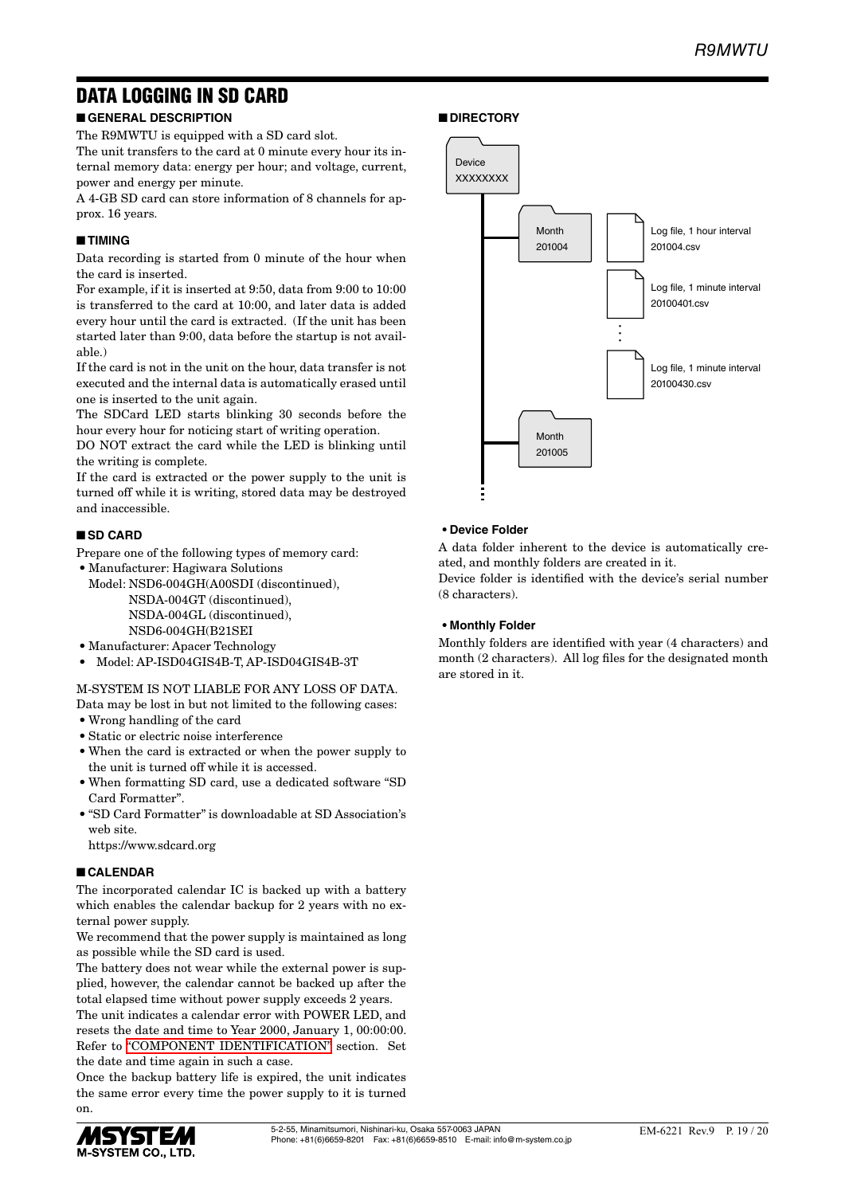# DATA LOGGING IN SD CARD

## ■ GENERAL DESCRIPTION

The R9MWTU is equipped with a SD card slot.

The unit transfers to the card at 0 minute every hour its internal memory data: energy per hour; and voltage, current, power and energy per minute.

A 4-GB SD card can store information of 8 channels for approx. 16 years.

## ■ TIMING

Data recording is started from 0 minute of the hour when the card is inserted.

For example, if it is inserted at 9:50, data from 9:00 to 10:00 is transferred to the card at 10:00, and later data is added every hour until the card is extracted. (If the unit has been started later than 9:00, data before the startup is not available.)

If the card is not in the unit on the hour, data transfer is not executed and the internal data is automatically erased until one is inserted to the unit again.

The SDCard LED starts blinking 30 seconds before the hour every hour for noticing start of writing operation.

DO NOT extract the card while the LED is blinking until the writing is complete.

If the card is extracted or the power supply to the unit is turned off while it is writing, stored data may be destroyed and inaccessible.

## ■ SD CARD

Prepare one of the following types of memory card:

- Manufacturer: Hagiwara Solutions
  Model: NSD6-004GH(A00SDI (discontinued),
  NSDA-004GT (discontinued),
  NSDA-004GL (discontinued),
  NSD6-004GH(B21SEI
- Manufacturer: Apacer Technology
- Model: AP-ISD04GIS4B-T, AP-ISD04GIS4B-3T

M-SYSTEM IS NOT LIABLE FOR ANY LOSS OF DATA.
Data may be lost in but not limited to the following cases:

- Wrong handling of the card
- Static or electric noise interference
- When the card is extracted or when the power supply to the unit is turned off while it is accessed.
- When formatting SD card, use a dedicated software "SD Card Formatter".
- "SD Card Formatter" is downloadable at SD Association's web site.
  https://www.sdcard.org

## ■ CALENDAR

The incorporated calendar IC is backed up with a battery which enables the calendar backup for 2 years with no external power supply.

We recommend that the power supply is maintained as long as possible while the SD card is used.

The battery does not wear while the external power is supplied, however, the calendar cannot be backed up after the total elapsed time without power supply exceeds 2 years.

The unit indicates a calendar error with POWER LED, and resets the date and time to Year 2000, January 1, 00:00:00. Refer to "COMPONENT IDENTIFICATION" section. Set the date and time again in such a case.

Once the backup battery life is expired, the unit indicates the same error every time the power supply to it is turned on.

## ■ DIRECTORY

```
Device XXXXXXXX
├── Month 201004
│   ├── Log file, 1 hour interval    201004.csv
│   ├── Log file, 1 minute interval  20100401.csv
│   │   ⋮
│   └── Log file, 1 minute interval  20100430.csv
├── Month 201005
⋮
```

### • Device Folder

A data folder inherent to the device is automatically created, and monthly folders are created in it.

Device folder is identified with the device's serial number (8 characters).

### • Monthly Folder

Monthly folders are identified with year (4 characters) and month (2 characters). All log files for the designated month are stored in it.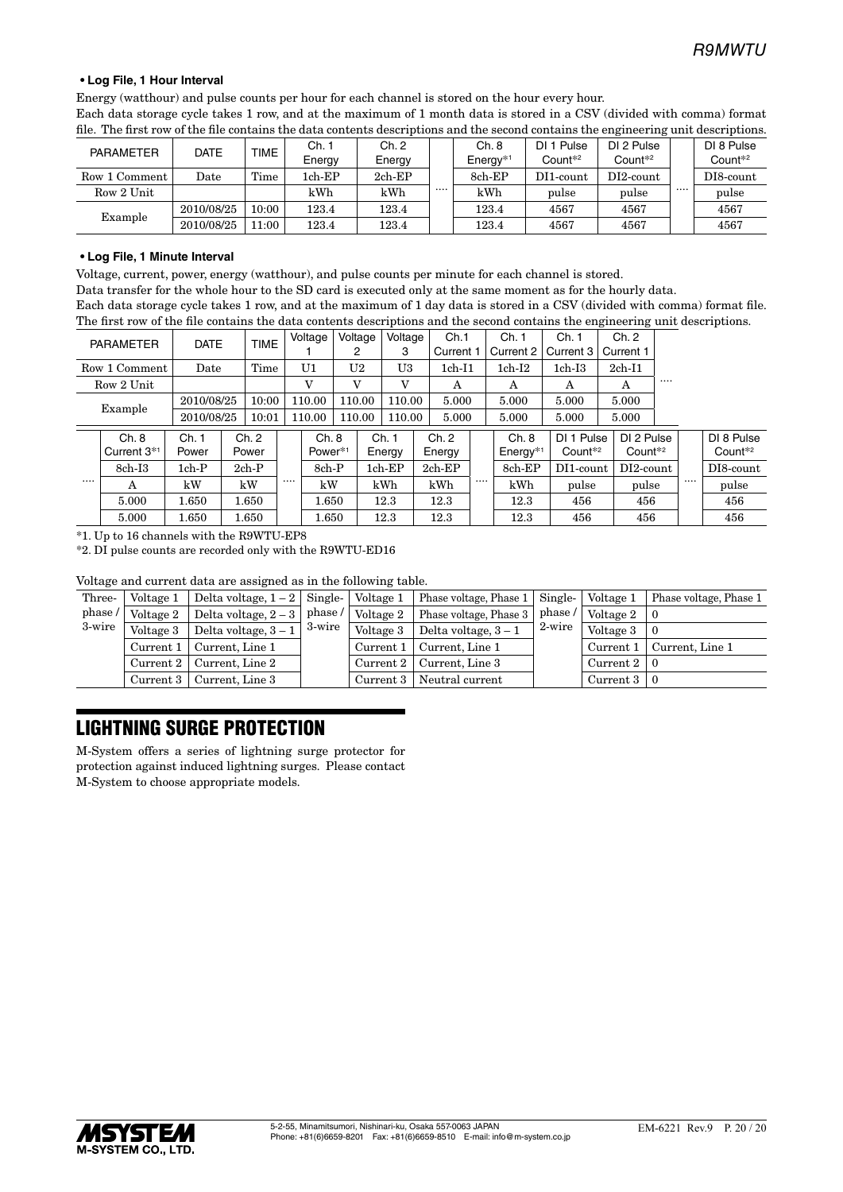• **Log File, 1 Hour Interval**

Energy (watthour) and pulse counts per hour for each channel is stored on the hour every hour.
Each data storage cycle takes 1 row, and at the maximum of 1 month data is stored in a CSV (divided with comma) format file. The first row of the file contains the data contents descriptions and the second contains the engineering unit descriptions.

| PARAMETER | DATE | TIME | Ch. 1 Energy | Ch. 2 Energy | .... | Ch. 8 Energy*1 | DI 1 Pulse Count*2 | DI 2 Pulse Count*2 | .... | DI 8 Pulse Count*2 |
|---|---|---|---|---|---|---|---|---|---|---|
| Row 1 Comment | Date | Time | 1ch-EP | 2ch-EP | | 8ch-EP | DI1-count | DI2-count | | DI8-count |
| Row 2 Unit | | | kWh | kWh | | kWh | pulse | pulse | | pulse |
| Example | 2010/08/25 | 10:00 | 123.4 | 123.4 | | 123.4 | 4567 | 4567 | | 4567 |
| | 2010/08/25 | 11:00 | 123.4 | 123.4 | | 123.4 | 4567 | 4567 | | 4567 |

• **Log File, 1 Minute Interval**

Voltage, current, power, energy (watthour), and pulse counts per minute for each channel is stored.
Data transfer for the whole hour to the SD card is executed only at the same moment as for the hourly data.
Each data storage cycle takes 1 row, and at the maximum of 1 day data is stored in a CSV (divided with comma) format file. The first row of the file contains the data contents descriptions and the second contains the engineering unit descriptions.

| PARAMETER | DATE | TIME | Voltage 1 | Voltage 2 | Voltage 3 | Ch.1 Current 1 | Ch. 1 Current 2 | Ch. 1 Current 3 | Ch. 2 Current 1 | .... |
|---|---|---|---|---|---|---|---|---|---|---|
| Row 1 Comment | Date | Time | U1 | U2 | U3 | 1ch-I1 | 1ch-I2 | 1ch-I3 | 2ch-I1 | |
| Row 2 Unit | | | V | V | V | A | A | A | A | |
| Example | 2010/08/25 | 10:00 | 110.00 | 110.00 | 110.00 | 5.000 | 5.000 | 5.000 | 5.000 | |
| | 2010/08/25 | 10:01 | 110.00 | 110.00 | 110.00 | 5.000 | 5.000 | 5.000 | 5.000 | |

| .... | Ch. 8 Current 3*1 | Ch. 1 Power | Ch. 2 Power | .... | Ch. 8 Power*1 | Ch. 1 Energy | Ch. 2 Energy | .... | Ch. 8 Energy*1 | DI 1 Pulse Count*2 | DI 2 Pulse Count*2 | .... | DI 8 Pulse Count*2 |
|---|---|---|---|---|---|---|---|---|---|---|---|---|---|
| | 8ch-I3 | 1ch-P | 2ch-P | | 8ch-P | 1ch-EP | 2ch-EP | | 8ch-EP | DI1-count | DI2-count | | DI8-count |
| | A | kW | kW | | kW | kWh | kWh | | kWh | pulse | pulse | | pulse |
| | 5.000 | 1.650 | 1.650 | | 1.650 | 12.3 | 12.3 | | 12.3 | 456 | 456 | | 456 |
| | 5.000 | 1.650 | 1.650 | | 1.650 | 12.3 | 12.3 | | 12.3 | 456 | 456 | | 456 |

*1. Up to 16 channels with the R9WTU-EP8
*2. DI pulse counts are recorded only with the R9WTU-ED16

Voltage and current data are assigned as in the following table.

| | | | | | | | | |
|---|---|---|---|---|---|---|---|---|
| Three-phase / 3-wire | Voltage 1 | Delta voltage, 1 – 2 | Single-phase / 3-wire | Voltage 1 | Phase voltage, Phase 1 | Single-phase / 2-wire | Voltage 1 | Phase voltage, Phase 1 |
| | Voltage 2 | Delta voltage, 2 – 3 | | Voltage 2 | Phase voltage, Phase 3 | | Voltage 2 | 0 |
| | Voltage 3 | Delta voltage, 3 – 1 | | Voltage 3 | Delta voltage, 3 – 1 | | Voltage 3 | 0 |
| | Current 1 | Current, Line 1 | | Current 1 | Current, Line 1 | | Current 1 | Current, Line 1 |
| | Current 2 | Current, Line 2 | | Current 2 | Current, Line 3 | | Current 2 | 0 |
| | Current 3 | Current, Line 3 | | Current 3 | Neutral current | | Current 3 | 0 |

## LIGHTNING SURGE PROTECTION

M-System offers a series of lightning surge protector for protection against induced lightning surges. Please contact M-System to choose appropriate models.